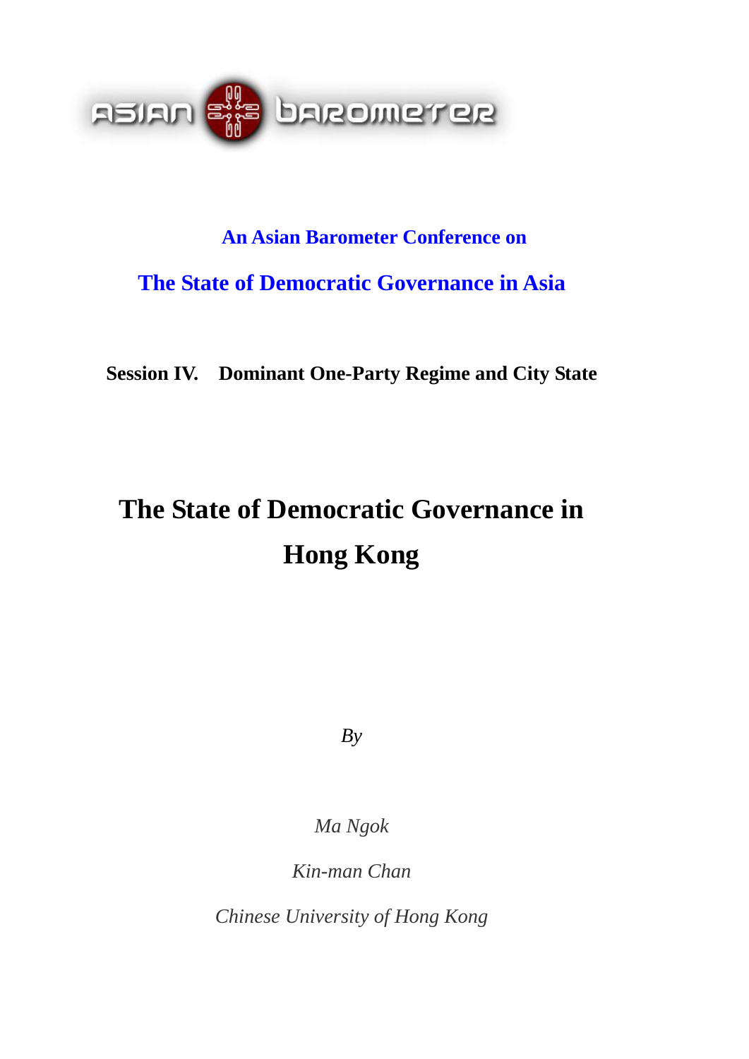ASIAN BAROMETER

**An Asian Barometer Conference on**

**The State of Democratic Governance in Asia**

**Session IV. Dominant One-Party Regime and City State**

# The State of Democratic Governance in Hong Kong

*By*

*Ma Ngok*

*Kin-man Chan*

*Chinese University of Hong Kong*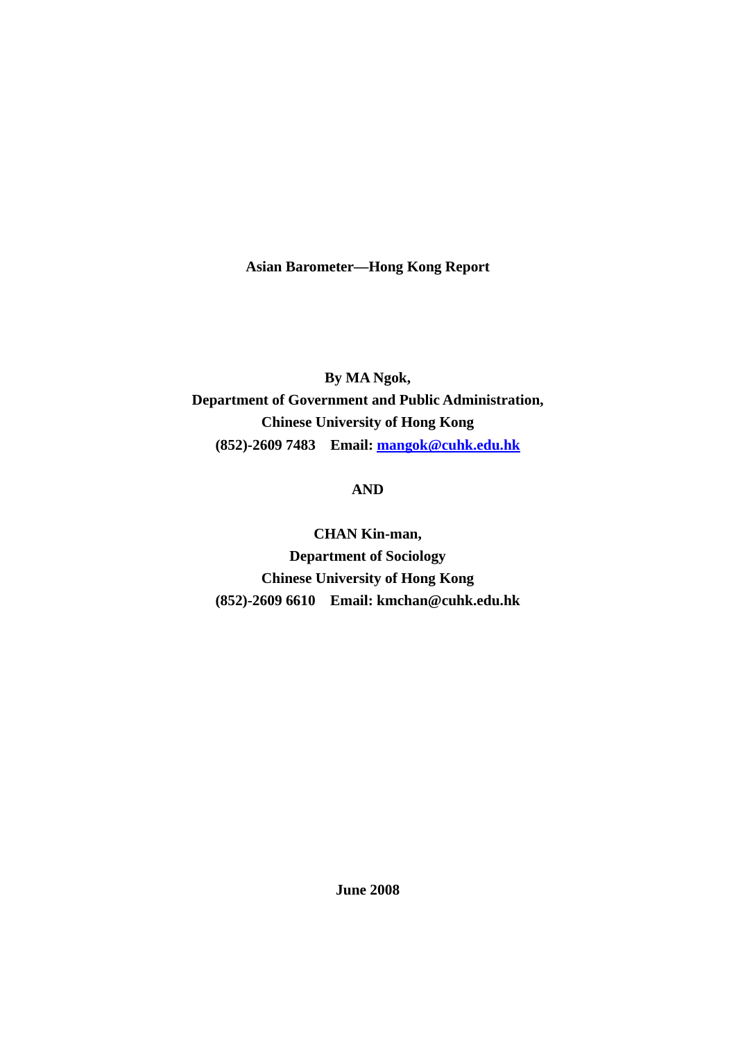**Asian Barometer—Hong Kong Report**

**By MA Ngok,**
**Department of Government and Public Administration,**
**Chinese University of Hong Kong**
**(852)-2609 7483 Email: mangok@cuhk.edu.hk**

**AND**

**CHAN Kin-man,**
**Department of Sociology**
**Chinese University of Hong Kong**
**(852)-2609 6610 Email: kmchan@cuhk.edu.hk**

**June 2008**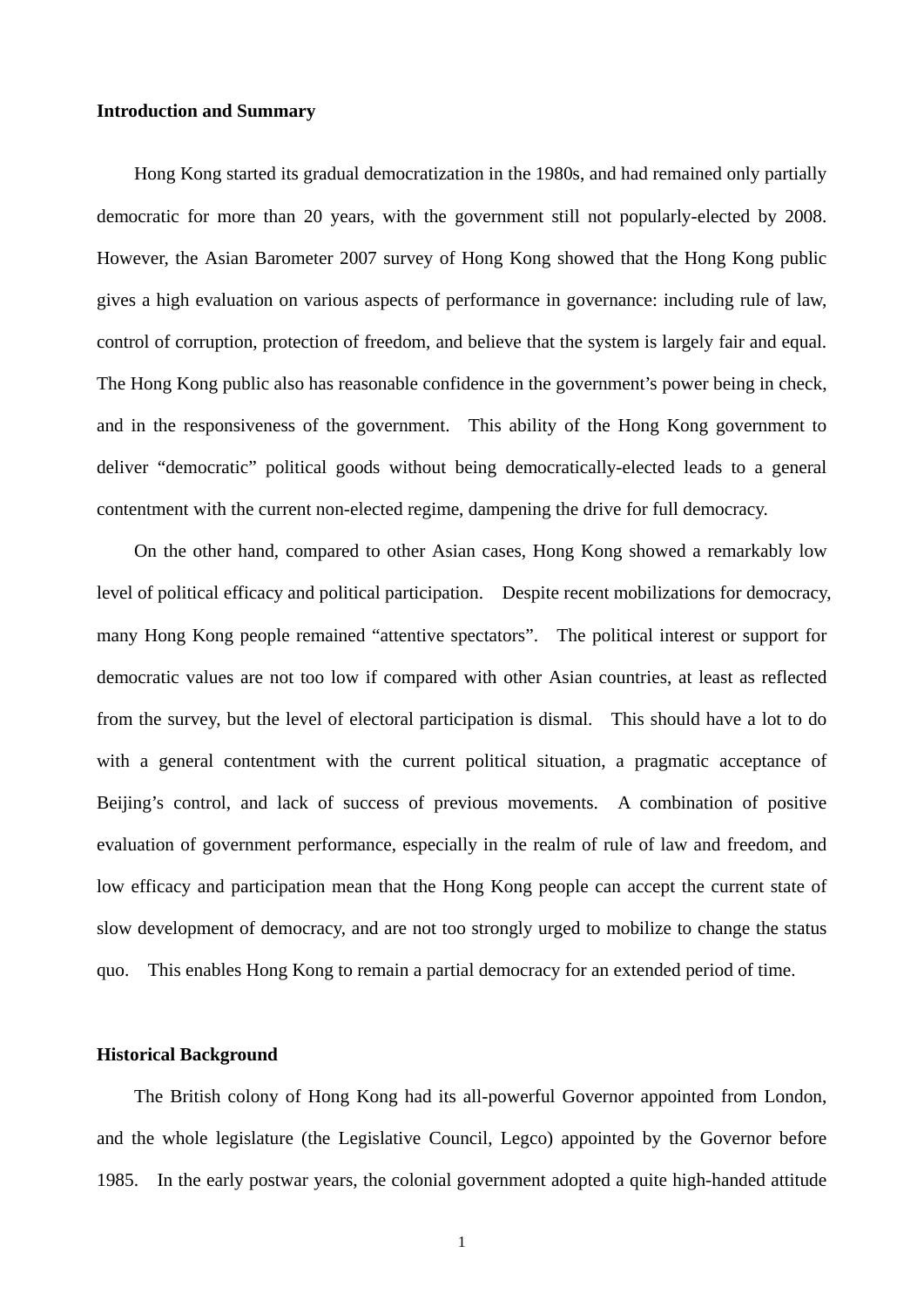**Introduction and Summary**

Hong Kong started its gradual democratization in the 1980s, and had remained only partially democratic for more than 20 years, with the government still not popularly-elected by 2008. However, the Asian Barometer 2007 survey of Hong Kong showed that the Hong Kong public gives a high evaluation on various aspects of performance in governance: including rule of law, control of corruption, protection of freedom, and believe that the system is largely fair and equal. The Hong Kong public also has reasonable confidence in the government's power being in check, and in the responsiveness of the government. This ability of the Hong Kong government to deliver "democratic" political goods without being democratically-elected leads to a general contentment with the current non-elected regime, dampening the drive for full democracy.

On the other hand, compared to other Asian cases, Hong Kong showed a remarkably low level of political efficacy and political participation. Despite recent mobilizations for democracy, many Hong Kong people remained "attentive spectators". The political interest or support for democratic values are not too low if compared with other Asian countries, at least as reflected from the survey, but the level of electoral participation is dismal. This should have a lot to do with a general contentment with the current political situation, a pragmatic acceptance of Beijing's control, and lack of success of previous movements. A combination of positive evaluation of government performance, especially in the realm of rule of law and freedom, and low efficacy and participation mean that the Hong Kong people can accept the current state of slow development of democracy, and are not too strongly urged to mobilize to change the status quo. This enables Hong Kong to remain a partial democracy for an extended period of time.

**Historical Background**

The British colony of Hong Kong had its all-powerful Governor appointed from London, and the whole legislature (the Legislative Council, Legco) appointed by the Governor before 1985. In the early postwar years, the colonial government adopted a quite high-handed attitude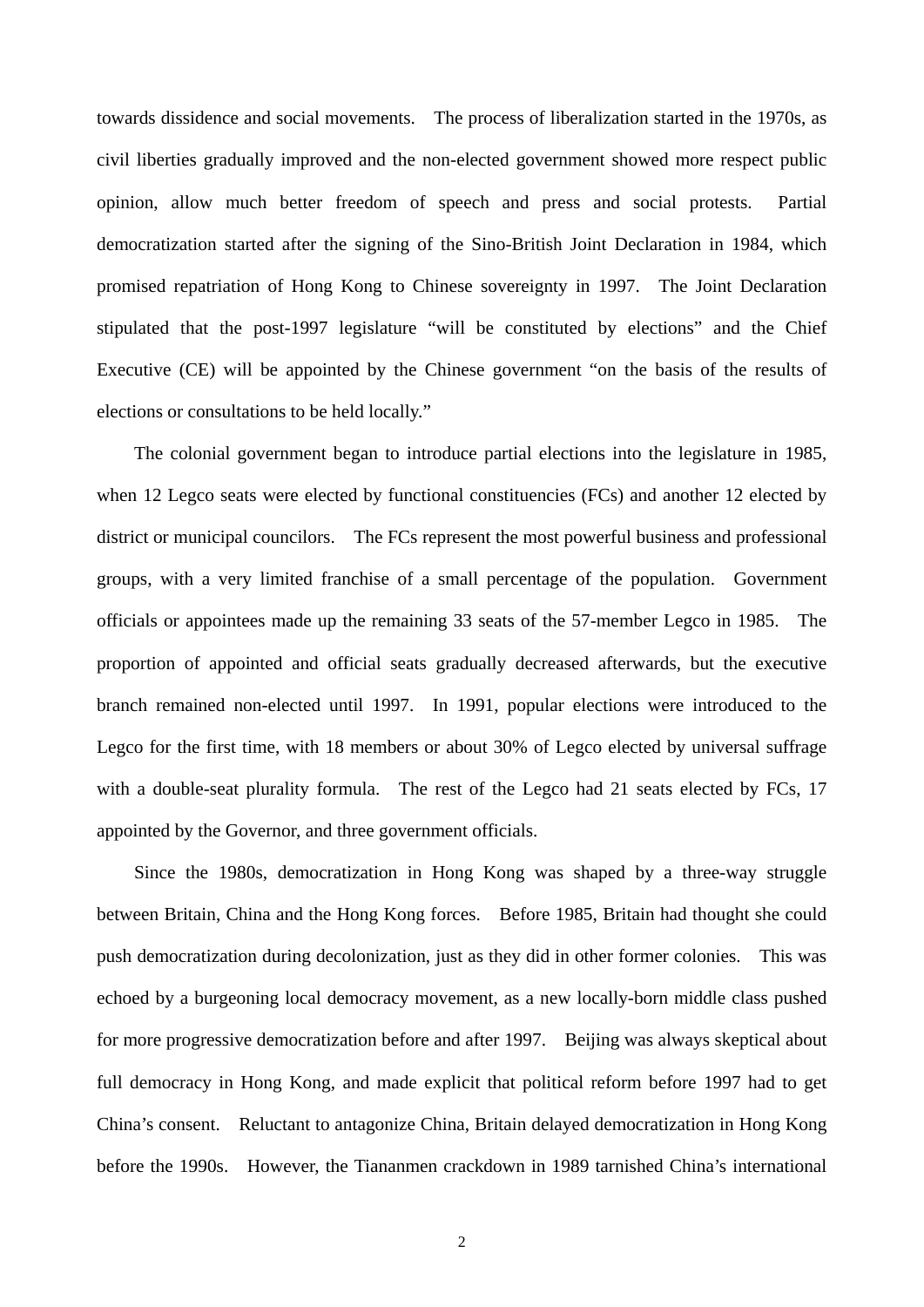towards dissidence and social movements. The process of liberalization started in the 1970s, as civil liberties gradually improved and the non-elected government showed more respect public opinion, allow much better freedom of speech and press and social protests. Partial democratization started after the signing of the Sino-British Joint Declaration in 1984, which promised repatriation of Hong Kong to Chinese sovereignty in 1997. The Joint Declaration stipulated that the post-1997 legislature "will be constituted by elections" and the Chief Executive (CE) will be appointed by the Chinese government "on the basis of the results of elections or consultations to be held locally."

The colonial government began to introduce partial elections into the legislature in 1985, when 12 Legco seats were elected by functional constituencies (FCs) and another 12 elected by district or municipal councilors. The FCs represent the most powerful business and professional groups, with a very limited franchise of a small percentage of the population. Government officials or appointees made up the remaining 33 seats of the 57-member Legco in 1985. The proportion of appointed and official seats gradually decreased afterwards, but the executive branch remained non-elected until 1997. In 1991, popular elections were introduced to the Legco for the first time, with 18 members or about 30% of Legco elected by universal suffrage with a double-seat plurality formula. The rest of the Legco had 21 seats elected by FCs, 17 appointed by the Governor, and three government officials.

Since the 1980s, democratization in Hong Kong was shaped by a three-way struggle between Britain, China and the Hong Kong forces. Before 1985, Britain had thought she could push democratization during decolonization, just as they did in other former colonies. This was echoed by a burgeoning local democracy movement, as a new locally-born middle class pushed for more progressive democratization before and after 1997. Beijing was always skeptical about full democracy in Hong Kong, and made explicit that political reform before 1997 had to get China's consent. Reluctant to antagonize China, Britain delayed democratization in Hong Kong before the 1990s. However, the Tiananmen crackdown in 1989 tarnished China's international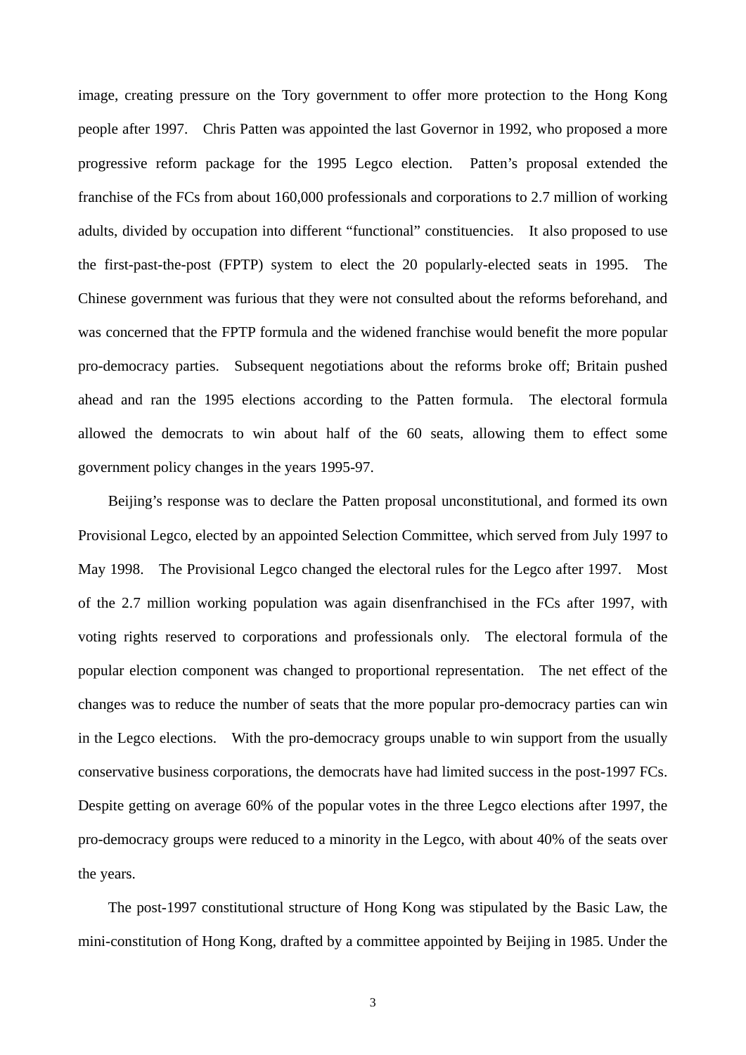image, creating pressure on the Tory government to offer more protection to the Hong Kong people after 1997. Chris Patten was appointed the last Governor in 1992, who proposed a more progressive reform package for the 1995 Legco election. Patten's proposal extended the franchise of the FCs from about 160,000 professionals and corporations to 2.7 million of working adults, divided by occupation into different "functional" constituencies. It also proposed to use the first-past-the-post (FPTP) system to elect the 20 popularly-elected seats in 1995. The Chinese government was furious that they were not consulted about the reforms beforehand, and was concerned that the FPTP formula and the widened franchise would benefit the more popular pro-democracy parties. Subsequent negotiations about the reforms broke off; Britain pushed ahead and ran the 1995 elections according to the Patten formula. The electoral formula allowed the democrats to win about half of the 60 seats, allowing them to effect some government policy changes in the years 1995-97.

Beijing's response was to declare the Patten proposal unconstitutional, and formed its own Provisional Legco, elected by an appointed Selection Committee, which served from July 1997 to May 1998. The Provisional Legco changed the electoral rules for the Legco after 1997. Most of the 2.7 million working population was again disenfranchised in the FCs after 1997, with voting rights reserved to corporations and professionals only. The electoral formula of the popular election component was changed to proportional representation. The net effect of the changes was to reduce the number of seats that the more popular pro-democracy parties can win in the Legco elections. With the pro-democracy groups unable to win support from the usually conservative business corporations, the democrats have had limited success in the post-1997 FCs. Despite getting on average 60% of the popular votes in the three Legco elections after 1997, the pro-democracy groups were reduced to a minority in the Legco, with about 40% of the seats over the years.

The post-1997 constitutional structure of Hong Kong was stipulated by the Basic Law, the mini-constitution of Hong Kong, drafted by a committee appointed by Beijing in 1985. Under the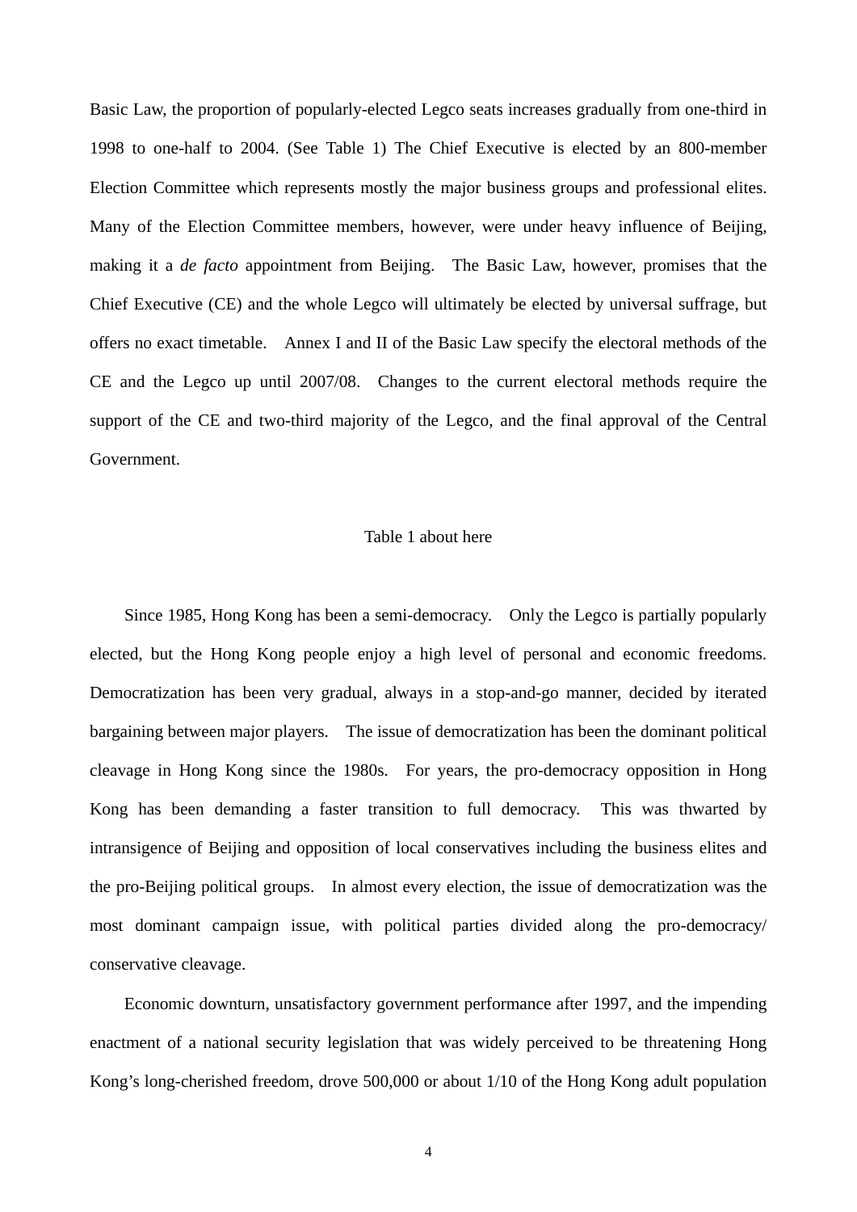Basic Law, the proportion of popularly-elected Legco seats increases gradually from one-third in 1998 to one-half to 2004. (See Table 1) The Chief Executive is elected by an 800-member Election Committee which represents mostly the major business groups and professional elites. Many of the Election Committee members, however, were under heavy influence of Beijing, making it a *de facto* appointment from Beijing. The Basic Law, however, promises that the Chief Executive (CE) and the whole Legco will ultimately be elected by universal suffrage, but offers no exact timetable. Annex I and II of the Basic Law specify the electoral methods of the CE and the Legco up until 2007/08. Changes to the current electoral methods require the support of the CE and two-third majority of the Legco, and the final approval of the Central Government.

Table 1 about here

Since 1985, Hong Kong has been a semi-democracy. Only the Legco is partially popularly elected, but the Hong Kong people enjoy a high level of personal and economic freedoms. Democratization has been very gradual, always in a stop-and-go manner, decided by iterated bargaining between major players. The issue of democratization has been the dominant political cleavage in Hong Kong since the 1980s. For years, the pro-democracy opposition in Hong Kong has been demanding a faster transition to full democracy. This was thwarted by intransigence of Beijing and opposition of local conservatives including the business elites and the pro-Beijing political groups. In almost every election, the issue of democratization was the most dominant campaign issue, with political parties divided along the pro-democracy/ conservative cleavage.

Economic downturn, unsatisfactory government performance after 1997, and the impending enactment of a national security legislation that was widely perceived to be threatening Hong Kong's long-cherished freedom, drove 500,000 or about 1/10 of the Hong Kong adult population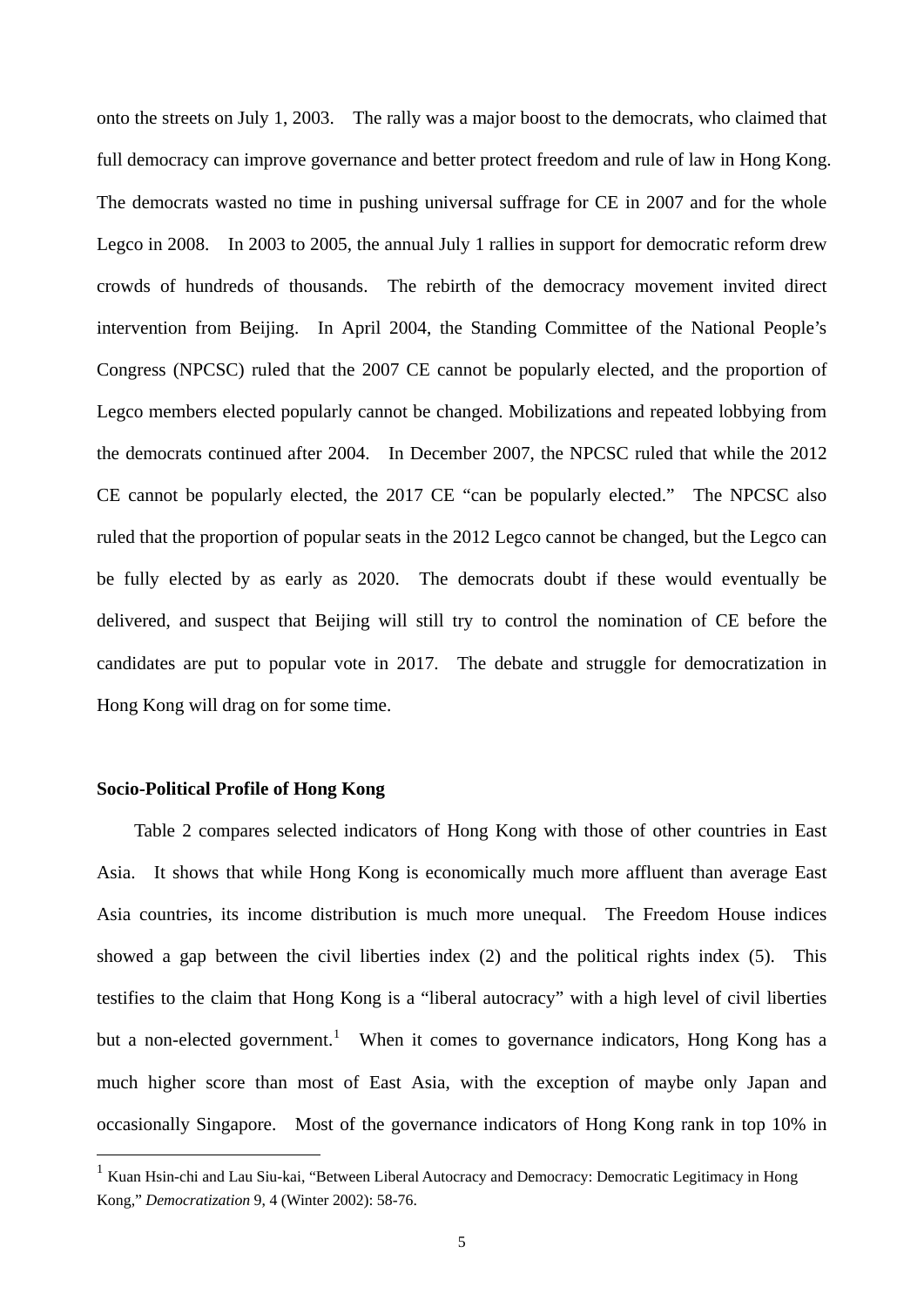onto the streets on July 1, 2003. The rally was a major boost to the democrats, who claimed that full democracy can improve governance and better protect freedom and rule of law in Hong Kong. The democrats wasted no time in pushing universal suffrage for CE in 2007 and for the whole Legco in 2008. In 2003 to 2005, the annual July 1 rallies in support for democratic reform drew crowds of hundreds of thousands. The rebirth of the democracy movement invited direct intervention from Beijing. In April 2004, the Standing Committee of the National People's Congress (NPCSC) ruled that the 2007 CE cannot be popularly elected, and the proportion of Legco members elected popularly cannot be changed. Mobilizations and repeated lobbying from the democrats continued after 2004. In December 2007, the NPCSC ruled that while the 2012 CE cannot be popularly elected, the 2017 CE "can be popularly elected." The NPCSC also ruled that the proportion of popular seats in the 2012 Legco cannot be changed, but the Legco can be fully elected by as early as 2020. The democrats doubt if these would eventually be delivered, and suspect that Beijing will still try to control the nomination of CE before the candidates are put to popular vote in 2017. The debate and struggle for democratization in Hong Kong will drag on for some time.

**Socio-Political Profile of Hong Kong**

Table 2 compares selected indicators of Hong Kong with those of other countries in East Asia. It shows that while Hong Kong is economically much more affluent than average East Asia countries, its income distribution is much more unequal. The Freedom House indices showed a gap between the civil liberties index (2) and the political rights index (5). This testifies to the claim that Hong Kong is a "liberal autocracy" with a high level of civil liberties but a non-elected government.[1] When it comes to governance indicators, Hong Kong has a much higher score than most of East Asia, with the exception of maybe only Japan and occasionally Singapore. Most of the governance indicators of Hong Kong rank in top 10% in

[1] Kuan Hsin-chi and Lau Siu-kai, "Between Liberal Autocracy and Democracy: Democratic Legitimacy in Hong Kong," *Democratization* 9, 4 (Winter 2002): 58-76.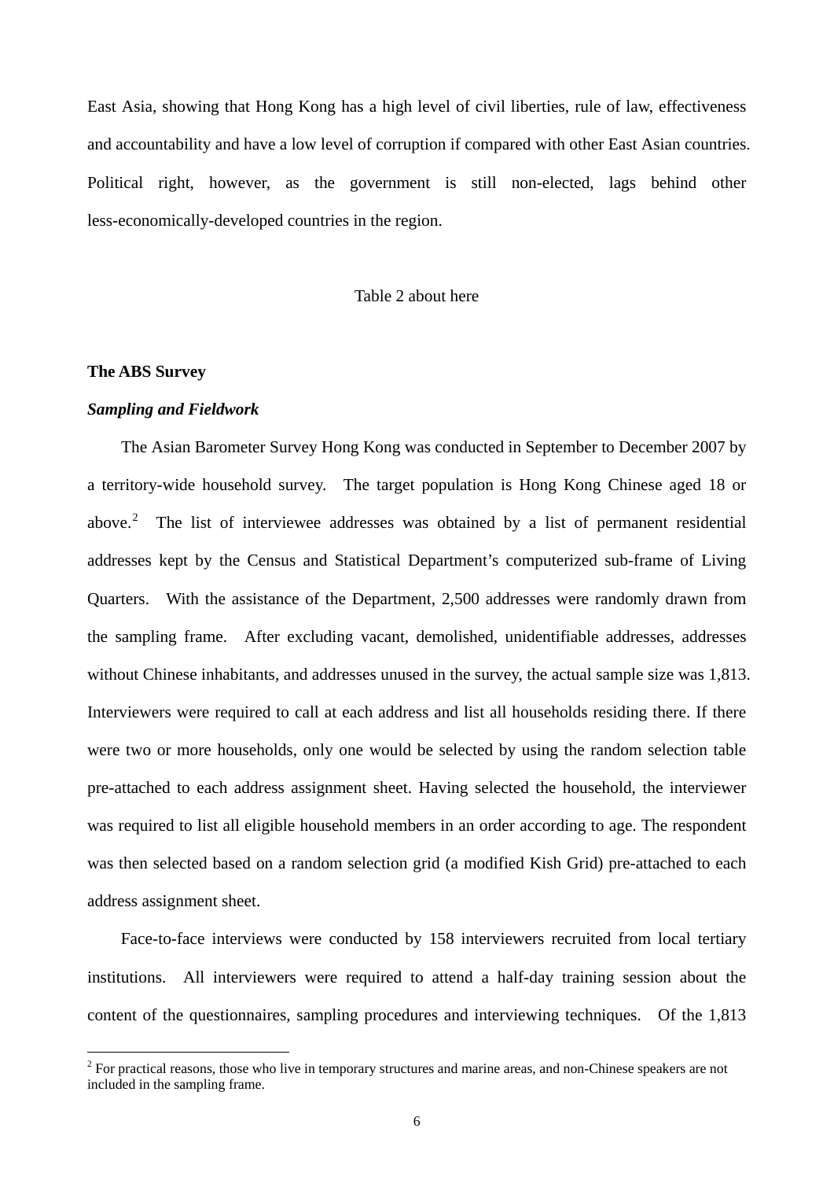East Asia, showing that Hong Kong has a high level of civil liberties, rule of law, effectiveness and accountability and have a low level of corruption if compared with other East Asian countries. Political right, however, as the government is still non-elected, lags behind other less-economically-developed countries in the region.

Table 2 about here

**The ABS Survey**

***Sampling and Fieldwork***

The Asian Barometer Survey Hong Kong was conducted in September to December 2007 by a territory-wide household survey. The target population is Hong Kong Chinese aged 18 or above.[2] The list of interviewee addresses was obtained by a list of permanent residential addresses kept by the Census and Statistical Department's computerized sub-frame of Living Quarters. With the assistance of the Department, 2,500 addresses were randomly drawn from the sampling frame. After excluding vacant, demolished, unidentifiable addresses, addresses without Chinese inhabitants, and addresses unused in the survey, the actual sample size was 1,813. Interviewers were required to call at each address and list all households residing there. If there were two or more households, only one would be selected by using the random selection table pre-attached to each address assignment sheet. Having selected the household, the interviewer was required to list all eligible household members in an order according to age. The respondent was then selected based on a random selection grid (a modified Kish Grid) pre-attached to each address assignment sheet.

Face-to-face interviews were conducted by 158 interviewers recruited from local tertiary institutions. All interviewers were required to attend a half-day training session about the content of the questionnaires, sampling procedures and interviewing techniques. Of the 1,813

[2] For practical reasons, those who live in temporary structures and marine areas, and non-Chinese speakers are not included in the sampling frame.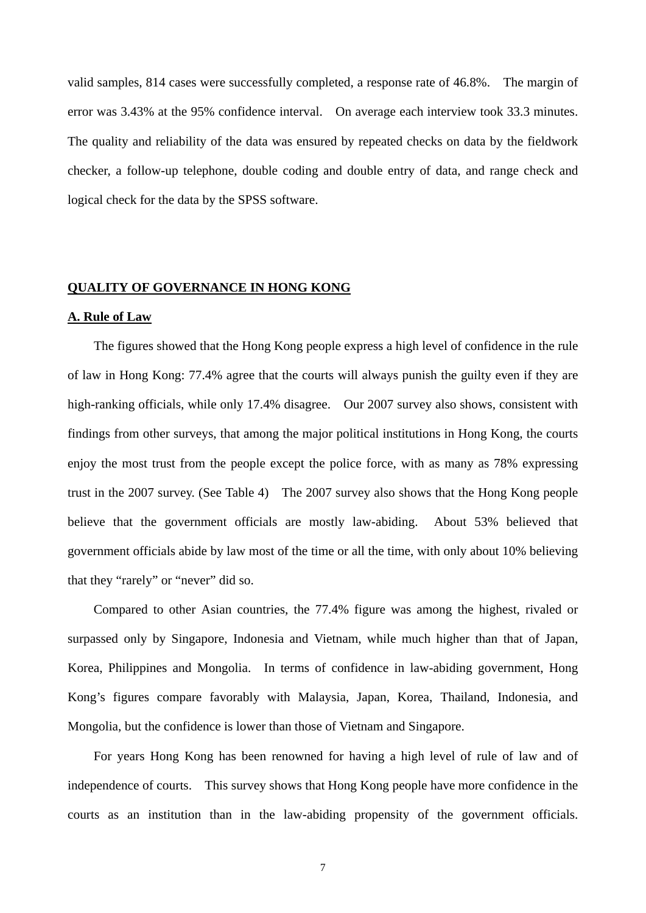valid samples, 814 cases were successfully completed, a response rate of 46.8%. The margin of error was 3.43% at the 95% confidence interval. On average each interview took 33.3 minutes. The quality and reliability of the data was ensured by repeated checks on data by the fieldwork checker, a follow-up telephone, double coding and double entry of data, and range check and logical check for the data by the SPSS software.

## QUALITY OF GOVERNANCE IN HONG KONG

### A. Rule of Law

The figures showed that the Hong Kong people express a high level of confidence in the rule of law in Hong Kong: 77.4% agree that the courts will always punish the guilty even if they are high-ranking officials, while only 17.4% disagree. Our 2007 survey also shows, consistent with findings from other surveys, that among the major political institutions in Hong Kong, the courts enjoy the most trust from the people except the police force, with as many as 78% expressing trust in the 2007 survey. (See Table 4) The 2007 survey also shows that the Hong Kong people believe that the government officials are mostly law-abiding. About 53% believed that government officials abide by law most of the time or all the time, with only about 10% believing that they "rarely" or "never" did so.

Compared to other Asian countries, the 77.4% figure was among the highest, rivaled or surpassed only by Singapore, Indonesia and Vietnam, while much higher than that of Japan, Korea, Philippines and Mongolia. In terms of confidence in law-abiding government, Hong Kong's figures compare favorably with Malaysia, Japan, Korea, Thailand, Indonesia, and Mongolia, but the confidence is lower than those of Vietnam and Singapore.

For years Hong Kong has been renowned for having a high level of rule of law and of independence of courts. This survey shows that Hong Kong people have more confidence in the courts as an institution than in the law-abiding propensity of the government officials.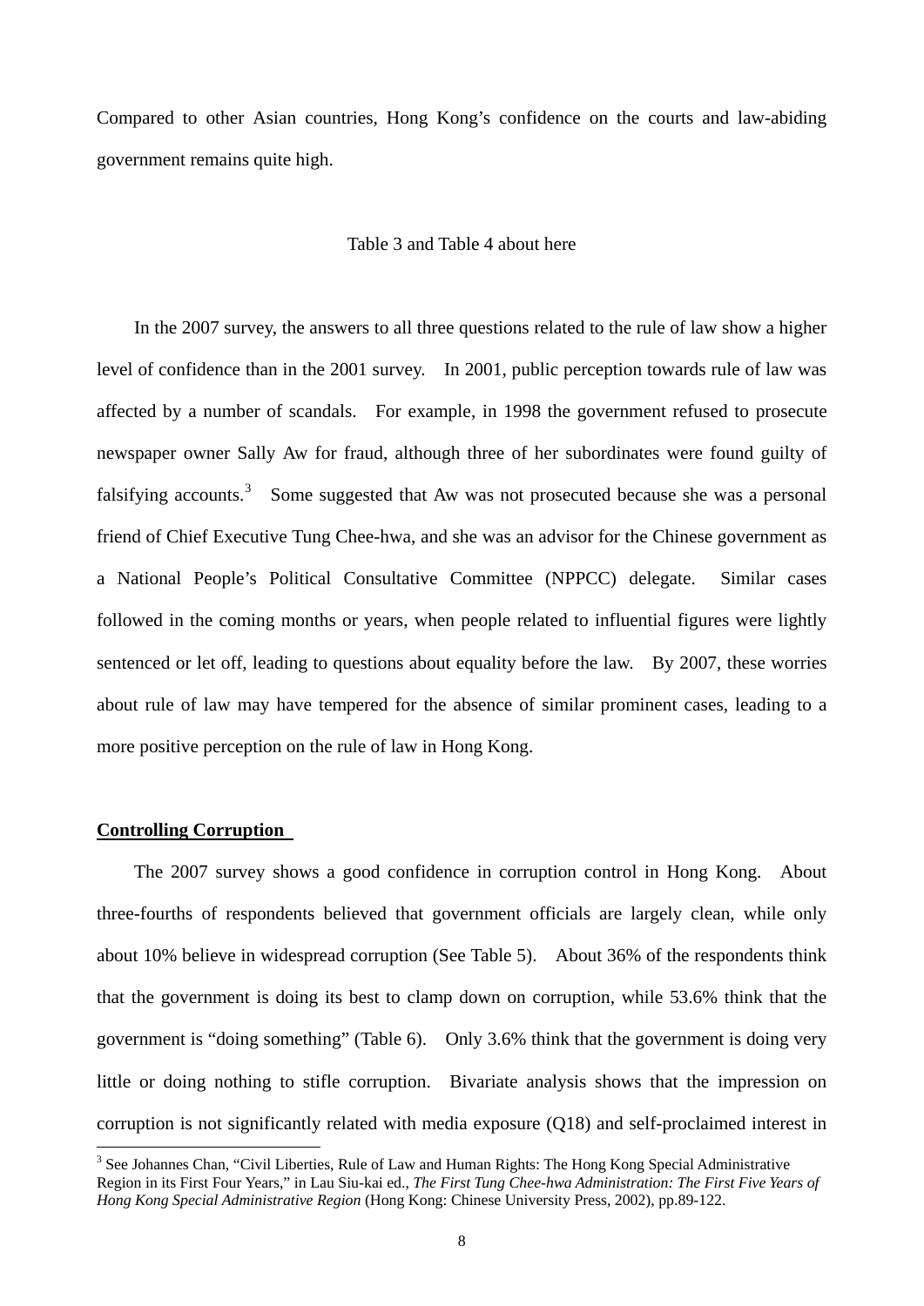Compared to other Asian countries, Hong Kong's confidence on the courts and law-abiding government remains quite high.

Table 3 and Table 4 about here

In the 2007 survey, the answers to all three questions related to the rule of law show a higher level of confidence than in the 2001 survey. In 2001, public perception towards rule of law was affected by a number of scandals. For example, in 1998 the government refused to prosecute newspaper owner Sally Aw for fraud, although three of her subordinates were found guilty of falsifying accounts.[3] Some suggested that Aw was not prosecuted because she was a personal friend of Chief Executive Tung Chee-hwa, and she was an advisor for the Chinese government as a National People's Political Consultative Committee (NPPCC) delegate. Similar cases followed in the coming months or years, when people related to influential figures were lightly sentenced or let off, leading to questions about equality before the law. By 2007, these worries about rule of law may have tempered for the absence of similar prominent cases, leading to a more positive perception on the rule of law in Hong Kong.

**Controlling Corruption**

The 2007 survey shows a good confidence in corruption control in Hong Kong. About three-fourths of respondents believed that government officials are largely clean, while only about 10% believe in widespread corruption (See Table 5). About 36% of the respondents think that the government is doing its best to clamp down on corruption, while 53.6% think that the government is "doing something" (Table 6). Only 3.6% think that the government is doing very little or doing nothing to stifle corruption. Bivariate analysis shows that the impression on corruption is not significantly related with media exposure (Q18) and self-proclaimed interest in

[3] See Johannes Chan, "Civil Liberties, Rule of Law and Human Rights: The Hong Kong Special Administrative Region in its First Four Years," in Lau Siu-kai ed., *The First Tung Chee-hwa Administration: The First Five Years of Hong Kong Special Administrative Region* (Hong Kong: Chinese University Press, 2002), pp.89-122.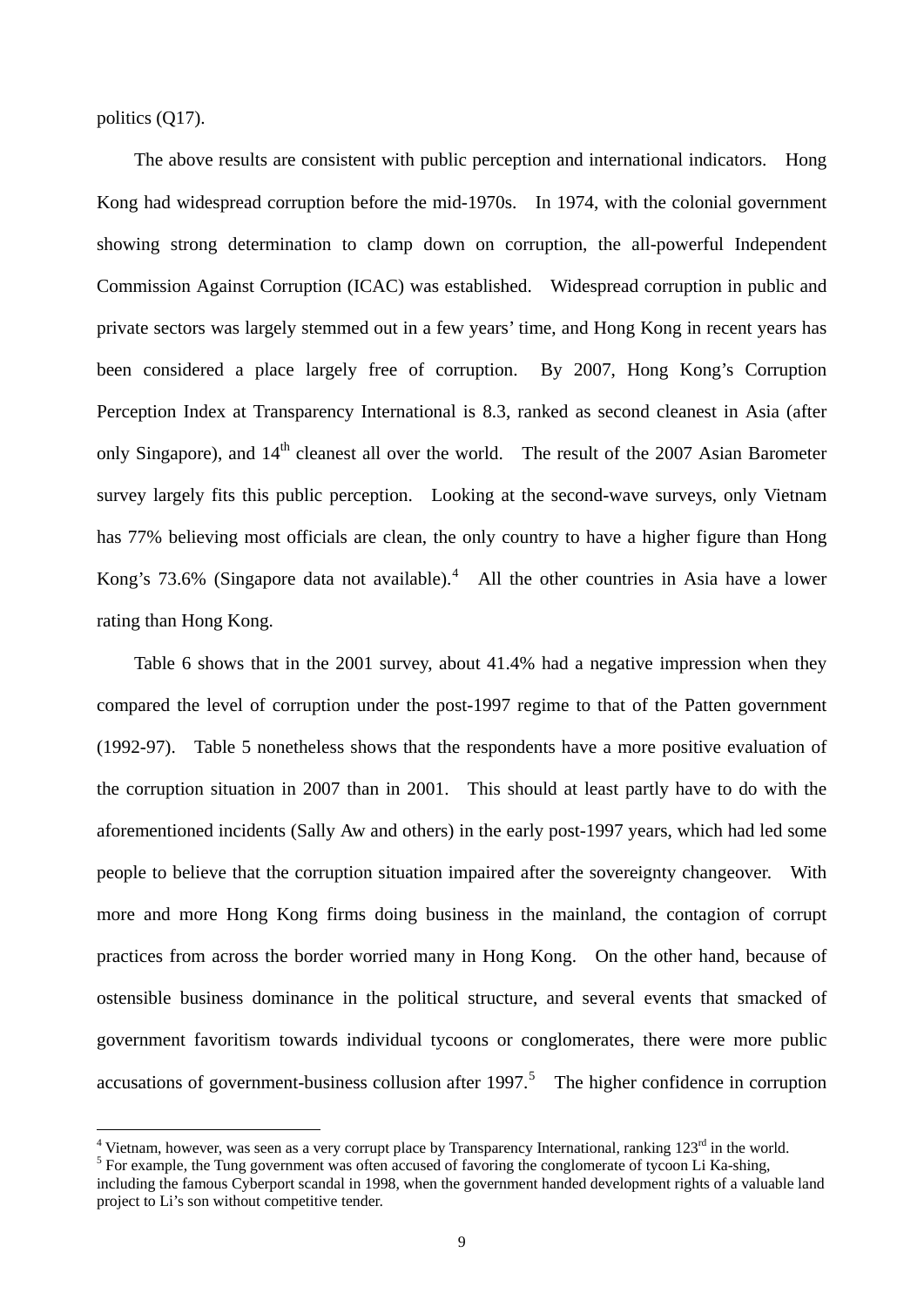politics (Q17).

The above results are consistent with public perception and international indicators. Hong Kong had widespread corruption before the mid-1970s. In 1974, with the colonial government showing strong determination to clamp down on corruption, the all-powerful Independent Commission Against Corruption (ICAC) was established. Widespread corruption in public and private sectors was largely stemmed out in a few years' time, and Hong Kong in recent years has been considered a place largely free of corruption. By 2007, Hong Kong's Corruption Perception Index at Transparency International is 8.3, ranked as second cleanest in Asia (after only Singapore), and 14th cleanest all over the world. The result of the 2007 Asian Barometer survey largely fits this public perception. Looking at the second-wave surveys, only Vietnam has 77% believing most officials are clean, the only country to have a higher figure than Hong Kong's 73.6% (Singapore data not available).[4] All the other countries in Asia have a lower rating than Hong Kong.

Table 6 shows that in the 2001 survey, about 41.4% had a negative impression when they compared the level of corruption under the post-1997 regime to that of the Patten government (1992-97). Table 5 nonetheless shows that the respondents have a more positive evaluation of the corruption situation in 2007 than in 2001. This should at least partly have to do with the aforementioned incidents (Sally Aw and others) in the early post-1997 years, which had led some people to believe that the corruption situation impaired after the sovereignty changeover. With more and more Hong Kong firms doing business in the mainland, the contagion of corrupt practices from across the border worried many in Hong Kong. On the other hand, because of ostensible business dominance in the political structure, and several events that smacked of government favoritism towards individual tycoons or conglomerates, there were more public accusations of government-business collusion after 1997.[5] The higher confidence in corruption

---

[4] Vietnam, however, was seen as a very corrupt place by Transparency International, ranking 123rd in the world.

[5] For example, the Tung government was often accused of favoring the conglomerate of tycoon Li Ka-shing, including the famous Cyberport scandal in 1998, when the government handed development rights of a valuable land project to Li's son without competitive tender.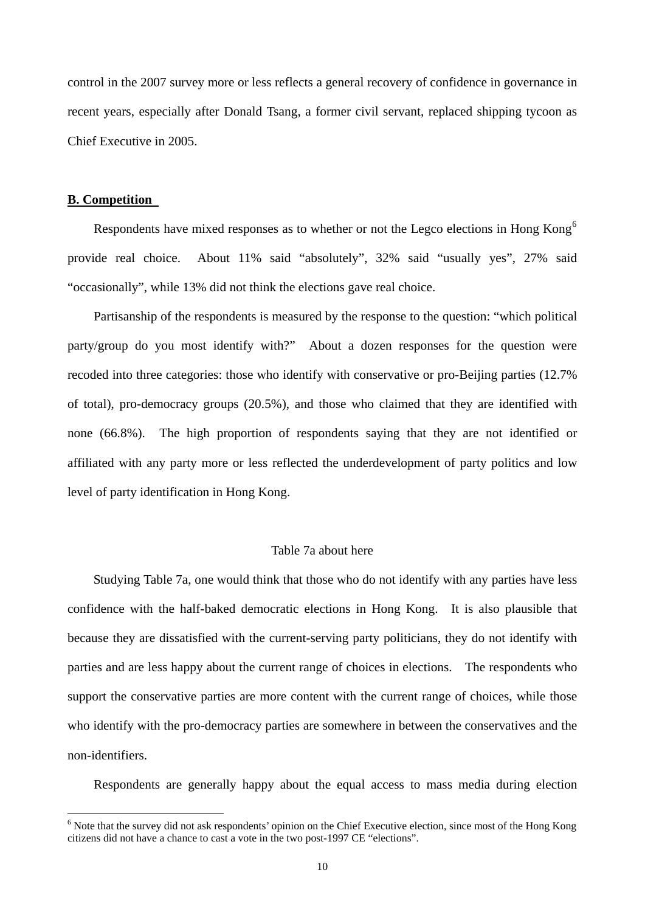control in the 2007 survey more or less reflects a general recovery of confidence in governance in recent years, especially after Donald Tsang, a former civil servant, replaced shipping tycoon as Chief Executive in 2005.

**B. Competition**

Respondents have mixed responses as to whether or not the Legco elections in Hong Kong[6] provide real choice. About 11% said "absolutely", 32% said "usually yes", 27% said "occasionally", while 13% did not think the elections gave real choice.

Partisanship of the respondents is measured by the response to the question: "which political party/group do you most identify with?" About a dozen responses for the question were recoded into three categories: those who identify with conservative or pro-Beijing parties (12.7% of total), pro-democracy groups (20.5%), and those who claimed that they are identified with none (66.8%). The high proportion of respondents saying that they are not identified or affiliated with any party more or less reflected the underdevelopment of party politics and low level of party identification in Hong Kong.

Table 7a about here

Studying Table 7a, one would think that those who do not identify with any parties have less confidence with the half-baked democratic elections in Hong Kong. It is also plausible that because they are dissatisfied with the current-serving party politicians, they do not identify with parties and are less happy about the current range of choices in elections. The respondents who support the conservative parties are more content with the current range of choices, while those who identify with the pro-democracy parties are somewhere in between the conservatives and the non-identifiers.

Respondents are generally happy about the equal access to mass media during election

[6] Note that the survey did not ask respondents' opinion on the Chief Executive election, since most of the Hong Kong citizens did not have a chance to cast a vote in the two post-1997 CE "elections".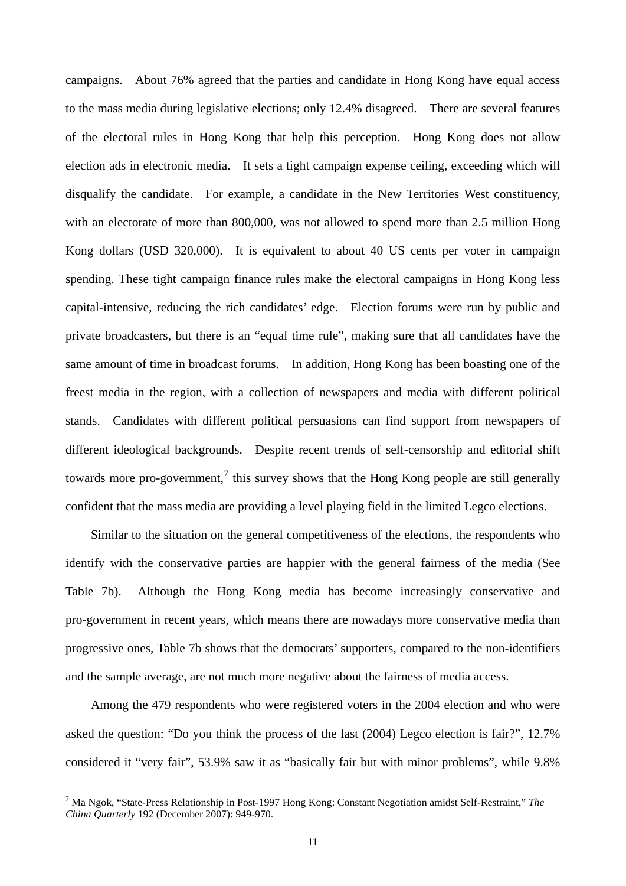campaigns. About 76% agreed that the parties and candidate in Hong Kong have equal access to the mass media during legislative elections; only 12.4% disagreed. There are several features of the electoral rules in Hong Kong that help this perception. Hong Kong does not allow election ads in electronic media. It sets a tight campaign expense ceiling, exceeding which will disqualify the candidate. For example, a candidate in the New Territories West constituency, with an electorate of more than 800,000, was not allowed to spend more than 2.5 million Hong Kong dollars (USD 320,000). It is equivalent to about 40 US cents per voter in campaign spending. These tight campaign finance rules make the electoral campaigns in Hong Kong less capital-intensive, reducing the rich candidates' edge. Election forums were run by public and private broadcasters, but there is an "equal time rule", making sure that all candidates have the same amount of time in broadcast forums. In addition, Hong Kong has been boasting one of the freest media in the region, with a collection of newspapers and media with different political stands. Candidates with different political persuasions can find support from newspapers of different ideological backgrounds. Despite recent trends of self-censorship and editorial shift towards more pro-government,[7] this survey shows that the Hong Kong people are still generally confident that the mass media are providing a level playing field in the limited Legco elections.

Similar to the situation on the general competitiveness of the elections, the respondents who identify with the conservative parties are happier with the general fairness of the media (See Table 7b). Although the Hong Kong media has become increasingly conservative and pro-government in recent years, which means there are nowadays more conservative media than progressive ones, Table 7b shows that the democrats' supporters, compared to the non-identifiers and the sample average, are not much more negative about the fairness of media access.

Among the 479 respondents who were registered voters in the 2004 election and who were asked the question: "Do you think the process of the last (2004) Legco election is fair?", 12.7% considered it "very fair", 53.9% saw it as "basically fair but with minor problems", while 9.8%

[7] Ma Ngok, "State-Press Relationship in Post-1997 Hong Kong: Constant Negotiation amidst Self-Restraint," *The China Quarterly* 192 (December 2007): 949-970.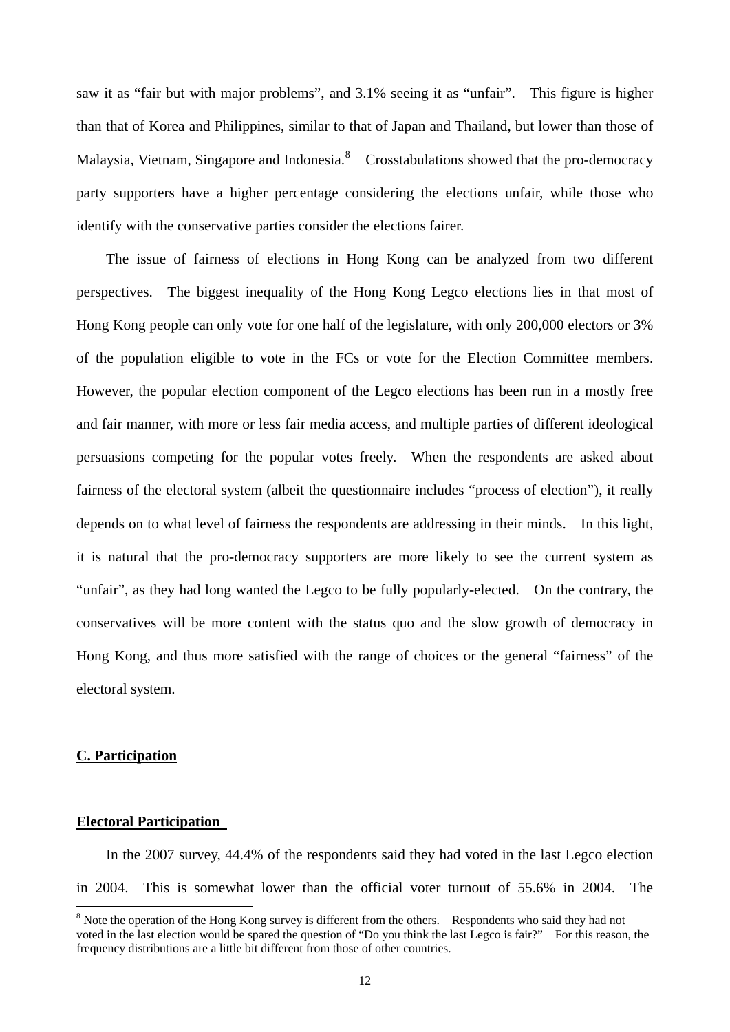saw it as "fair but with major problems", and 3.1% seeing it as "unfair". This figure is higher than that of Korea and Philippines, similar to that of Japan and Thailand, but lower than those of Malaysia, Vietnam, Singapore and Indonesia.[8] Crosstabulations showed that the pro-democracy party supporters have a higher percentage considering the elections unfair, while those who identify with the conservative parties consider the elections fairer.

The issue of fairness of elections in Hong Kong can be analyzed from two different perspectives. The biggest inequality of the Hong Kong Legco elections lies in that most of Hong Kong people can only vote for one half of the legislature, with only 200,000 electors or 3% of the population eligible to vote in the FCs or vote for the Election Committee members. However, the popular election component of the Legco elections has been run in a mostly free and fair manner, with more or less fair media access, and multiple parties of different ideological persuasions competing for the popular votes freely. When the respondents are asked about fairness of the electoral system (albeit the questionnaire includes "process of election"), it really depends on to what level of fairness the respondents are addressing in their minds. In this light, it is natural that the pro-democracy supporters are more likely to see the current system as "unfair", as they had long wanted the Legco to be fully popularly-elected. On the contrary, the conservatives will be more content with the status quo and the slow growth of democracy in Hong Kong, and thus more satisfied with the range of choices or the general "fairness" of the electoral system.

## C. Participation

### Electoral Participation

In the 2007 survey, 44.4% of the respondents said they had voted in the last Legco election in 2004. This is somewhat lower than the official voter turnout of 55.6% in 2004. The

[8] Note the operation of the Hong Kong survey is different from the others. Respondents who said they had not voted in the last election would be spared the question of "Do you think the last Legco is fair?" For this reason, the frequency distributions are a little bit different from those of other countries.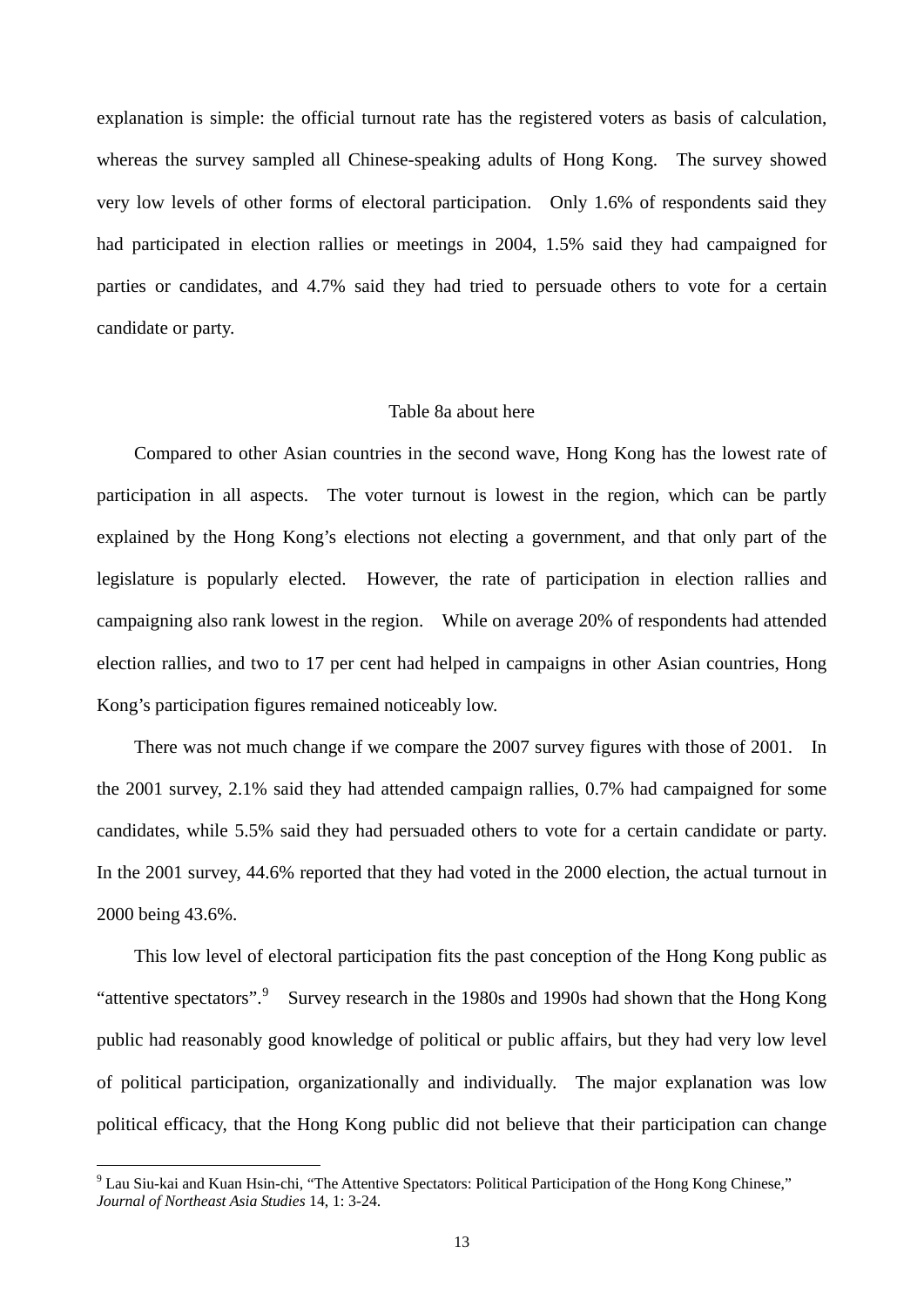explanation is simple: the official turnout rate has the registered voters as basis of calculation, whereas the survey sampled all Chinese-speaking adults of Hong Kong. The survey showed very low levels of other forms of electoral participation. Only 1.6% of respondents said they had participated in election rallies or meetings in 2004, 1.5% said they had campaigned for parties or candidates, and 4.7% said they had tried to persuade others to vote for a certain candidate or party.

Table 8a about here

Compared to other Asian countries in the second wave, Hong Kong has the lowest rate of participation in all aspects. The voter turnout is lowest in the region, which can be partly explained by the Hong Kong's elections not electing a government, and that only part of the legislature is popularly elected. However, the rate of participation in election rallies and campaigning also rank lowest in the region. While on average 20% of respondents had attended election rallies, and two to 17 per cent had helped in campaigns in other Asian countries, Hong Kong's participation figures remained noticeably low.

There was not much change if we compare the 2007 survey figures with those of 2001. In the 2001 survey, 2.1% said they had attended campaign rallies, 0.7% had campaigned for some candidates, while 5.5% said they had persuaded others to vote for a certain candidate or party. In the 2001 survey, 44.6% reported that they had voted in the 2000 election, the actual turnout in 2000 being 43.6%.

This low level of electoral participation fits the past conception of the Hong Kong public as "attentive spectators".[9] Survey research in the 1980s and 1990s had shown that the Hong Kong public had reasonably good knowledge of political or public affairs, but they had very low level of political participation, organizationally and individually. The major explanation was low political efficacy, that the Hong Kong public did not believe that their participation can change

[9] Lau Siu-kai and Kuan Hsin-chi, "The Attentive Spectators: Political Participation of the Hong Kong Chinese," *Journal of Northeast Asia Studies* 14, 1: 3-24.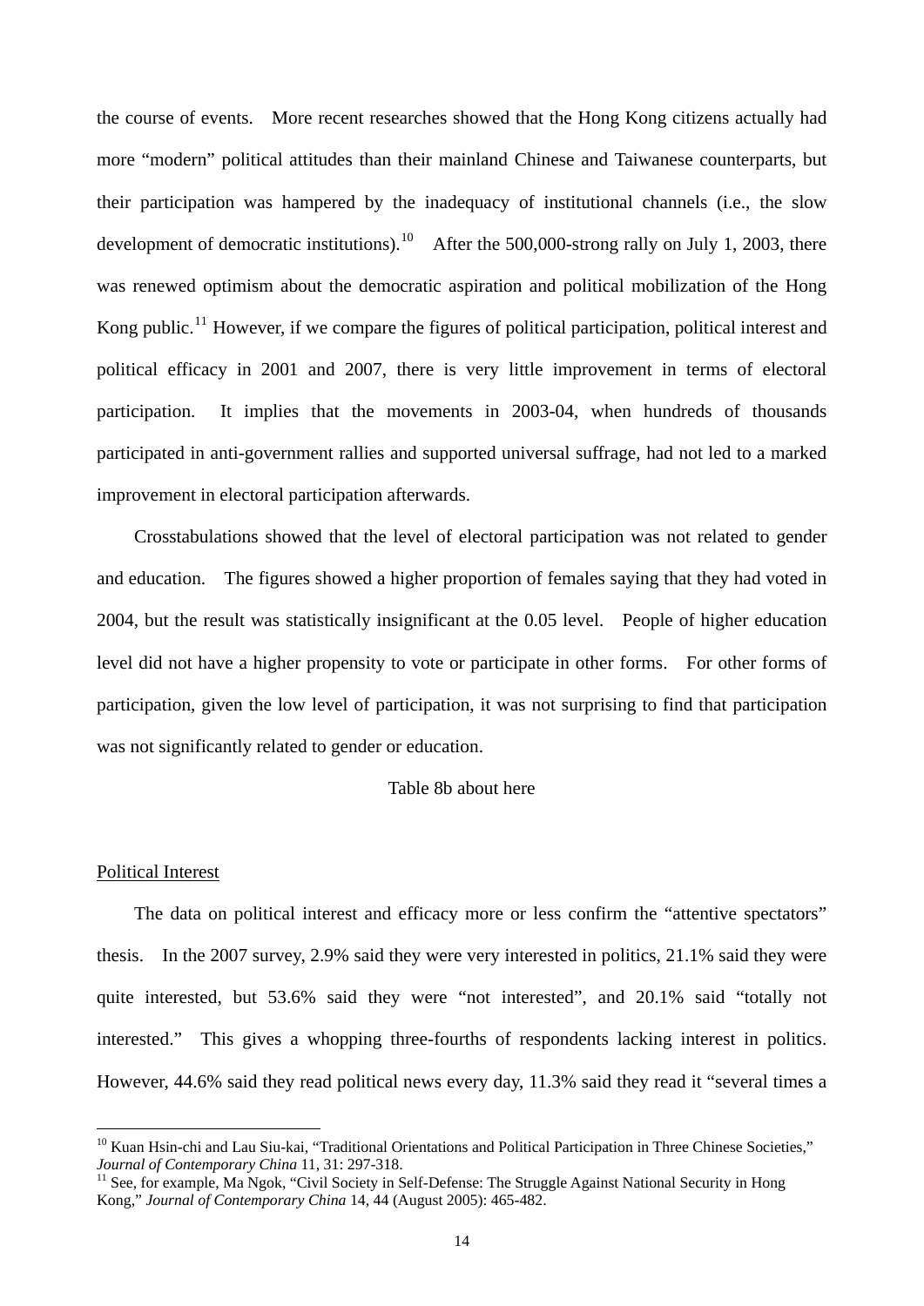the course of events. More recent researches showed that the Hong Kong citizens actually had more "modern" political attitudes than their mainland Chinese and Taiwanese counterparts, but their participation was hampered by the inadequacy of institutional channels (i.e., the slow development of democratic institutions).[10] After the 500,000-strong rally on July 1, 2003, there was renewed optimism about the democratic aspiration and political mobilization of the Hong Kong public.[11] However, if we compare the figures of political participation, political interest and political efficacy in 2001 and 2007, there is very little improvement in terms of electoral participation. It implies that the movements in 2003-04, when hundreds of thousands participated in anti-government rallies and supported universal suffrage, had not led to a marked improvement in electoral participation afterwards.

Crosstabulations showed that the level of electoral participation was not related to gender and education. The figures showed a higher proportion of females saying that they had voted in 2004, but the result was statistically insignificant at the 0.05 level. People of higher education level did not have a higher propensity to vote or participate in other forms. For other forms of participation, given the low level of participation, it was not surprising to find that participation was not significantly related to gender or education.

Table 8b about here

<u>Political Interest</u>

The data on political interest and efficacy more or less confirm the "attentive spectators" thesis. In the 2007 survey, 2.9% said they were very interested in politics, 21.1% said they were quite interested, but 53.6% said they were "not interested", and 20.1% said "totally not interested." This gives a whopping three-fourths of respondents lacking interest in politics. However, 44.6% said they read political news every day, 11.3% said they read it "several times a

---

[10] Kuan Hsin-chi and Lau Siu-kai, "Traditional Orientations and Political Participation in Three Chinese Societies," *Journal of Contemporary China* 11, 31: 297-318.

[11] See, for example, Ma Ngok, "Civil Society in Self-Defense: The Struggle Against National Security in Hong Kong," *Journal of Contemporary China* 14, 44 (August 2005): 465-482.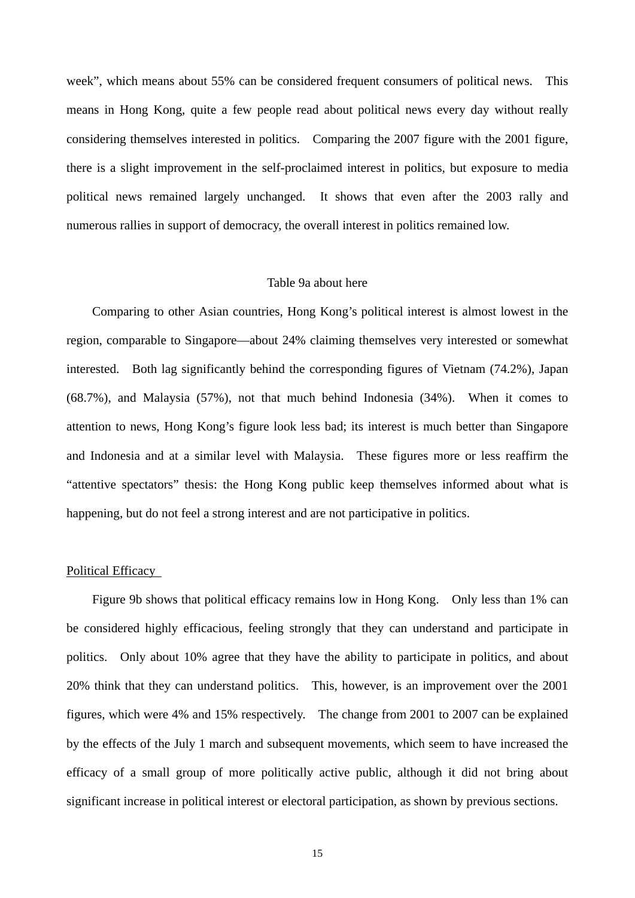week", which means about 55% can be considered frequent consumers of political news. This means in Hong Kong, quite a few people read about political news every day without really considering themselves interested in politics. Comparing the 2007 figure with the 2001 figure, there is a slight improvement in the self-proclaimed interest in politics, but exposure to media political news remained largely unchanged. It shows that even after the 2003 rally and numerous rallies in support of democracy, the overall interest in politics remained low.

Table 9a about here

Comparing to other Asian countries, Hong Kong's political interest is almost lowest in the region, comparable to Singapore—about 24% claiming themselves very interested or somewhat interested. Both lag significantly behind the corresponding figures of Vietnam (74.2%), Japan (68.7%), and Malaysia (57%), not that much behind Indonesia (34%). When it comes to attention to news, Hong Kong's figure look less bad; its interest is much better than Singapore and Indonesia and at a similar level with Malaysia. These figures more or less reaffirm the "attentive spectators" thesis: the Hong Kong public keep themselves informed about what is happening, but do not feel a strong interest and are not participative in politics.

Political Efficacy

Figure 9b shows that political efficacy remains low in Hong Kong. Only less than 1% can be considered highly efficacious, feeling strongly that they can understand and participate in politics. Only about 10% agree that they have the ability to participate in politics, and about 20% think that they can understand politics. This, however, is an improvement over the 2001 figures, which were 4% and 15% respectively. The change from 2001 to 2007 can be explained by the effects of the July 1 march and subsequent movements, which seem to have increased the efficacy of a small group of more politically active public, although it did not bring about significant increase in political interest or electoral participation, as shown by previous sections.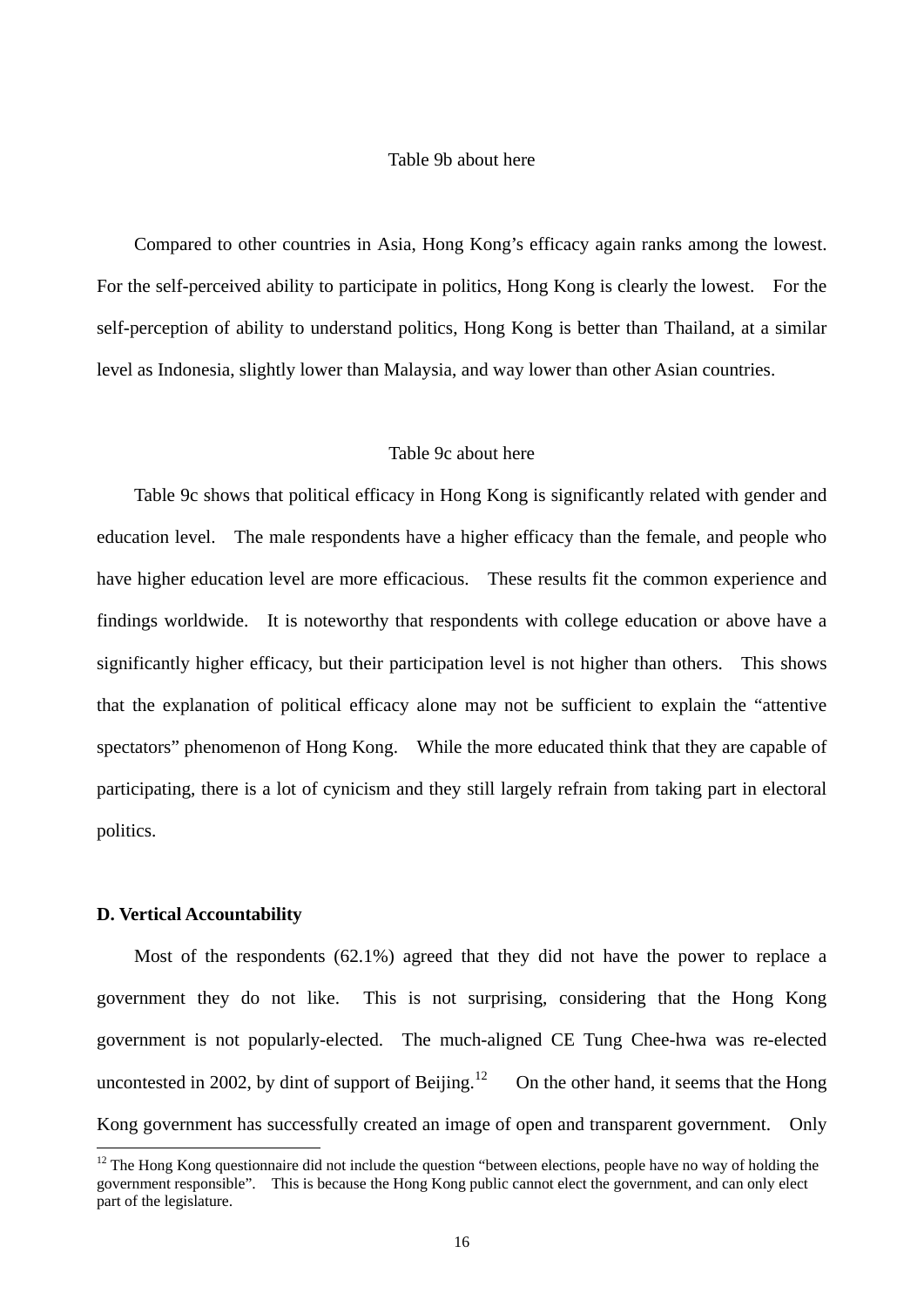Table 9b about here

Compared to other countries in Asia, Hong Kong's efficacy again ranks among the lowest. For the self-perceived ability to participate in politics, Hong Kong is clearly the lowest. For the self-perception of ability to understand politics, Hong Kong is better than Thailand, at a similar level as Indonesia, slightly lower than Malaysia, and way lower than other Asian countries.

Table 9c about here

Table 9c shows that political efficacy in Hong Kong is significantly related with gender and education level. The male respondents have a higher efficacy than the female, and people who have higher education level are more efficacious. These results fit the common experience and findings worldwide. It is noteworthy that respondents with college education or above have a significantly higher efficacy, but their participation level is not higher than others. This shows that the explanation of political efficacy alone may not be sufficient to explain the "attentive spectators" phenomenon of Hong Kong. While the more educated think that they are capable of participating, there is a lot of cynicism and they still largely refrain from taking part in electoral politics.

**D. Vertical Accountability**

Most of the respondents (62.1%) agreed that they did not have the power to replace a government they do not like. This is not surprising, considering that the Hong Kong government is not popularly-elected. The much-aligned CE Tung Chee-hwa was re-elected uncontested in 2002, by dint of support of Beijing.[12] On the other hand, it seems that the Hong Kong government has successfully created an image of open and transparent government. Only

[12] The Hong Kong questionnaire did not include the question "between elections, people have no way of holding the government responsible". This is because the Hong Kong public cannot elect the government, and can only elect part of the legislature.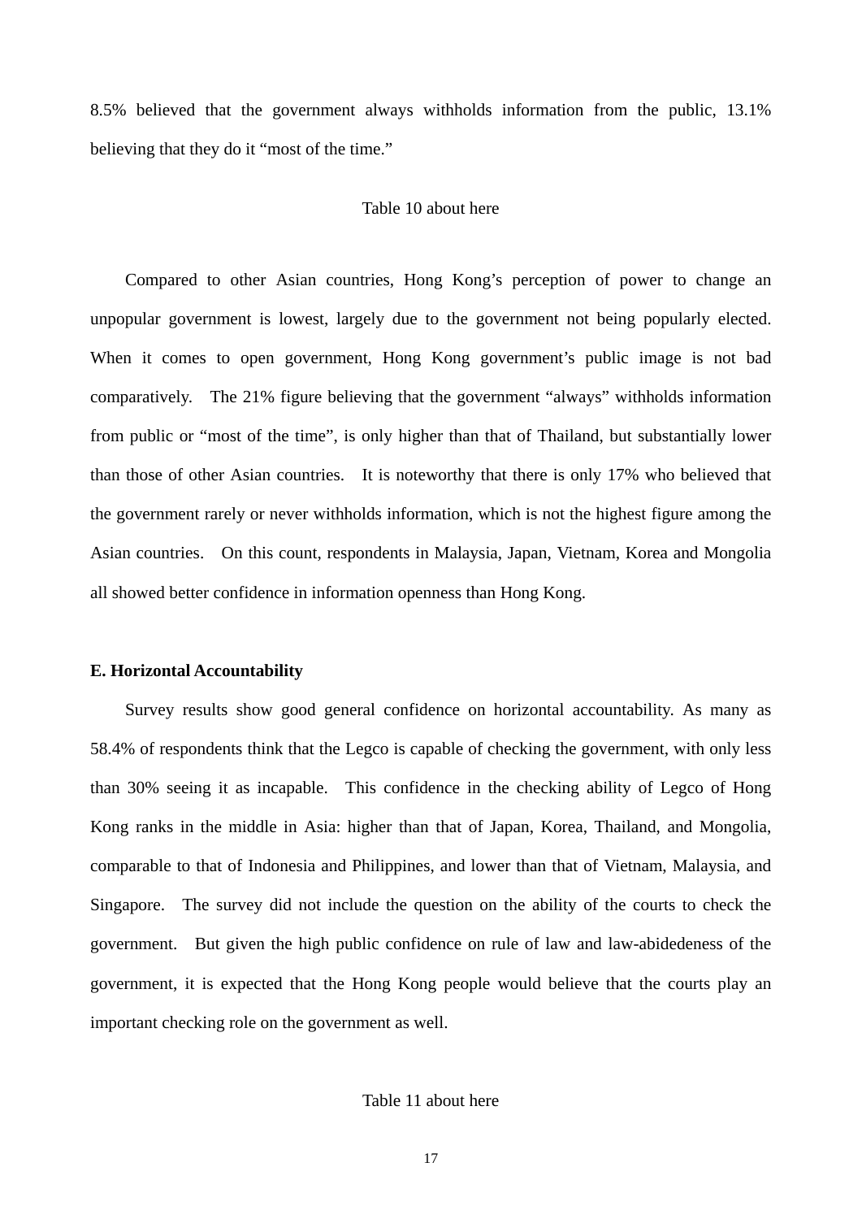8.5% believed that the government always withholds information from the public, 13.1% believing that they do it "most of the time."

Table 10 about here

Compared to other Asian countries, Hong Kong's perception of power to change an unpopular government is lowest, largely due to the government not being popularly elected. When it comes to open government, Hong Kong government's public image is not bad comparatively. The 21% figure believing that the government "always" withholds information from public or "most of the time", is only higher than that of Thailand, but substantially lower than those of other Asian countries. It is noteworthy that there is only 17% who believed that the government rarely or never withholds information, which is not the highest figure among the Asian countries. On this count, respondents in Malaysia, Japan, Vietnam, Korea and Mongolia all showed better confidence in information openness than Hong Kong.

**E. Horizontal Accountability**

Survey results show good general confidence on horizontal accountability. As many as 58.4% of respondents think that the Legco is capable of checking the government, with only less than 30% seeing it as incapable. This confidence in the checking ability of Legco of Hong Kong ranks in the middle in Asia: higher than that of Japan, Korea, Thailand, and Mongolia, comparable to that of Indonesia and Philippines, and lower than that of Vietnam, Malaysia, and Singapore. The survey did not include the question on the ability of the courts to check the government. But given the high public confidence on rule of law and law-abidedeness of the government, it is expected that the Hong Kong people would believe that the courts play an important checking role on the government as well.

Table 11 about here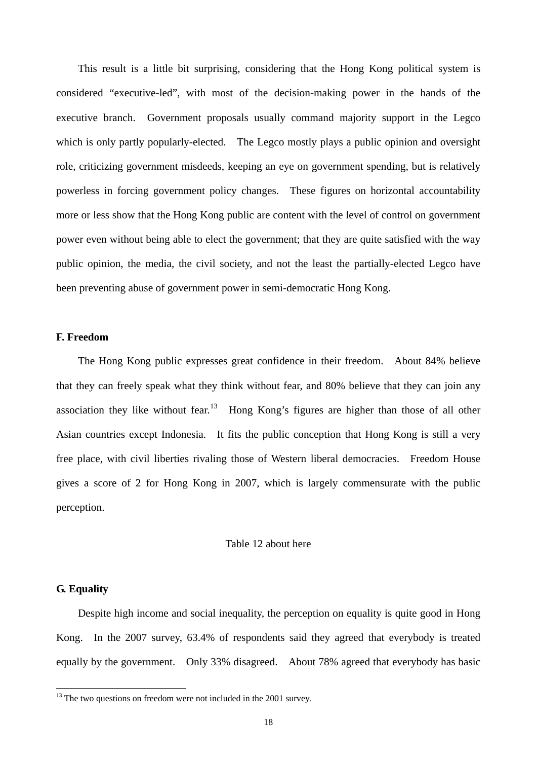This result is a little bit surprising, considering that the Hong Kong political system is considered "executive-led", with most of the decision-making power in the hands of the executive branch. Government proposals usually command majority support in the Legco which is only partly popularly-elected. The Legco mostly plays a public opinion and oversight role, criticizing government misdeeds, keeping an eye on government spending, but is relatively powerless in forcing government policy changes. These figures on horizontal accountability more or less show that the Hong Kong public are content with the level of control on government power even without being able to elect the government; that they are quite satisfied with the way public opinion, the media, the civil society, and not the least the partially-elected Legco have been preventing abuse of government power in semi-democratic Hong Kong.

### F. Freedom

The Hong Kong public expresses great confidence in their freedom. About 84% believe that they can freely speak what they think without fear, and 80% believe that they can join any association they like without fear.[13] Hong Kong's figures are higher than those of all other Asian countries except Indonesia. It fits the public conception that Hong Kong is still a very free place, with civil liberties rivaling those of Western liberal democracies. Freedom House gives a score of 2 for Hong Kong in 2007, which is largely commensurate with the public perception.

Table 12 about here

### G. Equality

Despite high income and social inequality, the perception on equality is quite good in Hong Kong. In the 2007 survey, 63.4% of respondents said they agreed that everybody is treated equally by the government. Only 33% disagreed. About 78% agreed that everybody has basic

[13] The two questions on freedom were not included in the 2001 survey.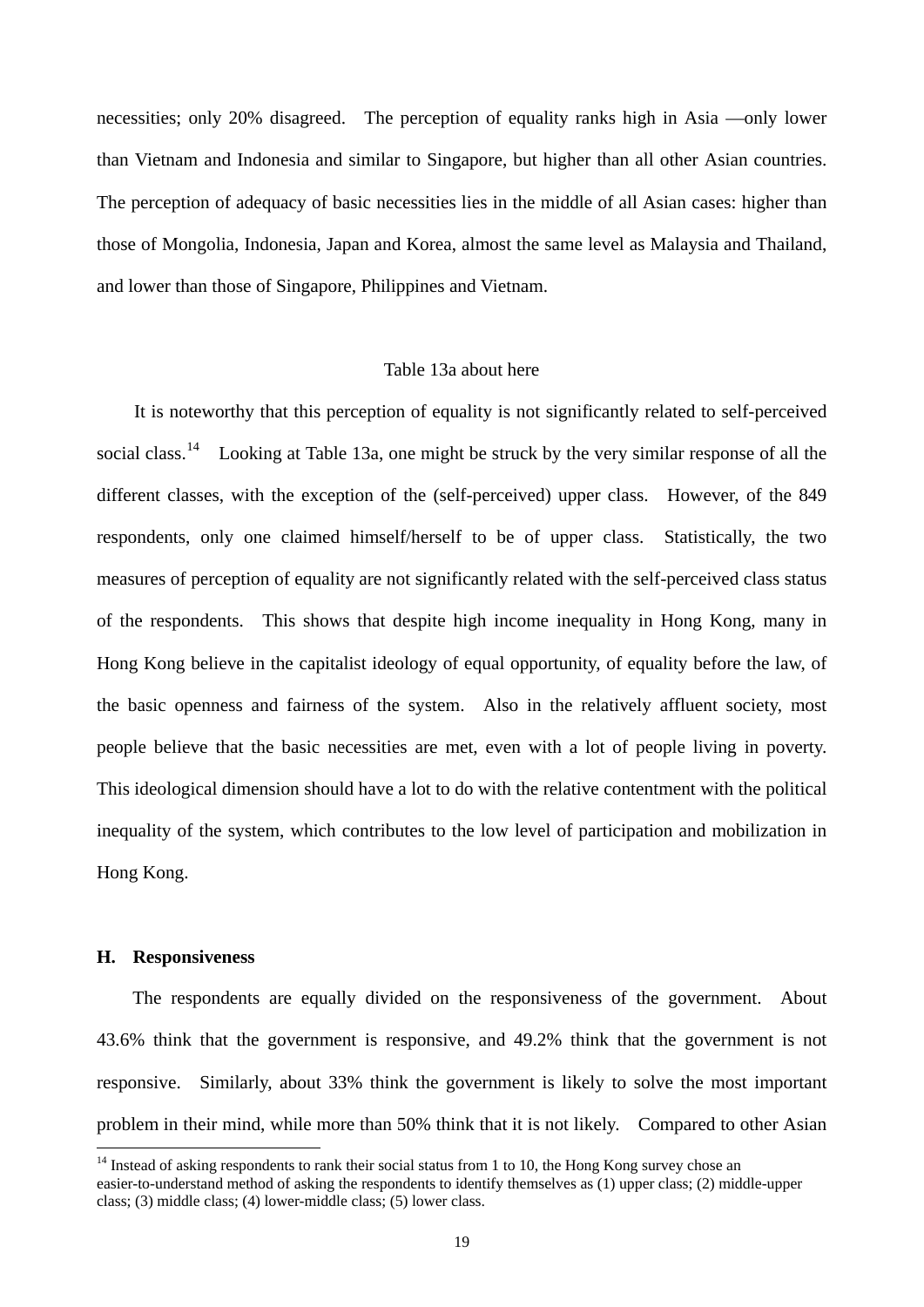necessities; only 20% disagreed. The perception of equality ranks high in Asia —only lower than Vietnam and Indonesia and similar to Singapore, but higher than all other Asian countries. The perception of adequacy of basic necessities lies in the middle of all Asian cases: higher than those of Mongolia, Indonesia, Japan and Korea, almost the same level as Malaysia and Thailand, and lower than those of Singapore, Philippines and Vietnam.

Table 13a about here

It is noteworthy that this perception of equality is not significantly related to self-perceived social class.[14] Looking at Table 13a, one might be struck by the very similar response of all the different classes, with the exception of the (self-perceived) upper class. However, of the 849 respondents, only one claimed himself/herself to be of upper class. Statistically, the two measures of perception of equality are not significantly related with the self-perceived class status of the respondents. This shows that despite high income inequality in Hong Kong, many in Hong Kong believe in the capitalist ideology of equal opportunity, of equality before the law, of the basic openness and fairness of the system. Also in the relatively affluent society, most people believe that the basic necessities are met, even with a lot of people living in poverty. This ideological dimension should have a lot to do with the relative contentment with the political inequality of the system, which contributes to the low level of participation and mobilization in Hong Kong.

### H. Responsiveness

The respondents are equally divided on the responsiveness of the government. About 43.6% think that the government is responsive, and 49.2% think that the government is not responsive. Similarly, about 33% think the government is likely to solve the most important problem in their mind, while more than 50% think that it is not likely. Compared to other Asian

[14] Instead of asking respondents to rank their social status from 1 to 10, the Hong Kong survey chose an easier-to-understand method of asking the respondents to identify themselves as (1) upper class; (2) middle-upper class; (3) middle class; (4) lower-middle class; (5) lower class.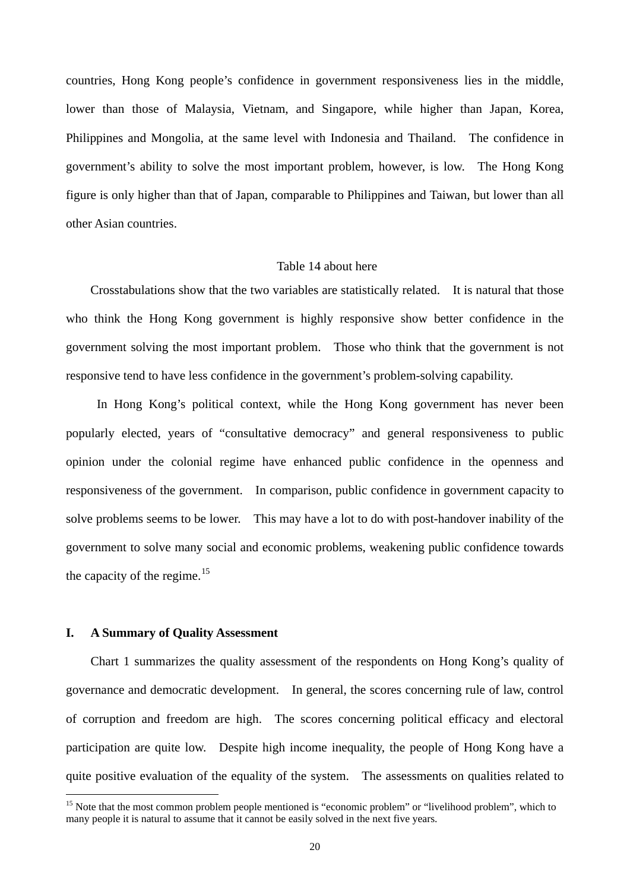countries, Hong Kong people's confidence in government responsiveness lies in the middle, lower than those of Malaysia, Vietnam, and Singapore, while higher than Japan, Korea, Philippines and Mongolia, at the same level with Indonesia and Thailand. The confidence in government's ability to solve the most important problem, however, is low. The Hong Kong figure is only higher than that of Japan, comparable to Philippines and Taiwan, but lower than all other Asian countries.

Table 14 about here

Crosstabulations show that the two variables are statistically related. It is natural that those who think the Hong Kong government is highly responsive show better confidence in the government solving the most important problem. Those who think that the government is not responsive tend to have less confidence in the government's problem-solving capability.

In Hong Kong's political context, while the Hong Kong government has never been popularly elected, years of "consultative democracy" and general responsiveness to public opinion under the colonial regime have enhanced public confidence in the openness and responsiveness of the government. In comparison, public confidence in government capacity to solve problems seems to be lower. This may have a lot to do with post-handover inability of the government to solve many social and economic problems, weakening public confidence towards the capacity of the regime.[15]

## I. A Summary of Quality Assessment

Chart 1 summarizes the quality assessment of the respondents on Hong Kong's quality of governance and democratic development. In general, the scores concerning rule of law, control of corruption and freedom are high. The scores concerning political efficacy and electoral participation are quite low. Despite high income inequality, the people of Hong Kong have a quite positive evaluation of the equality of the system. The assessments on qualities related to

[15] Note that the most common problem people mentioned is "economic problem" or "livelihood problem", which to many people it is natural to assume that it cannot be easily solved in the next five years.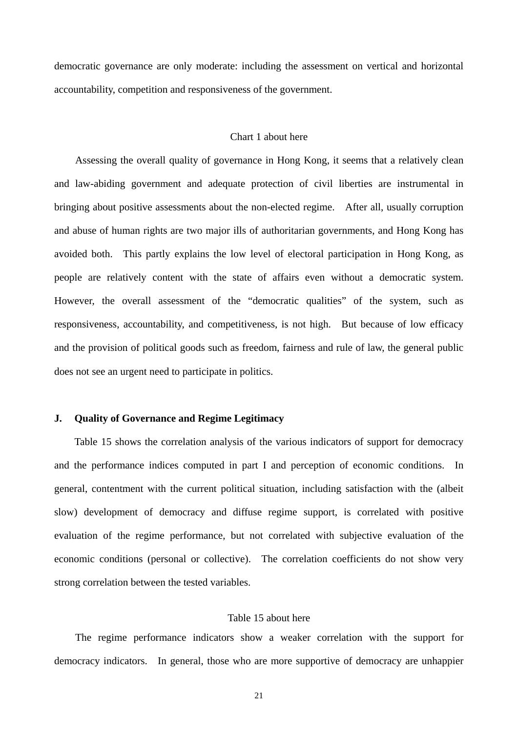democratic governance are only moderate: including the assessment on vertical and horizontal accountability, competition and responsiveness of the government.

Chart 1 about here

Assessing the overall quality of governance in Hong Kong, it seems that a relatively clean and law-abiding government and adequate protection of civil liberties are instrumental in bringing about positive assessments about the non-elected regime. After all, usually corruption and abuse of human rights are two major ills of authoritarian governments, and Hong Kong has avoided both. This partly explains the low level of electoral participation in Hong Kong, as people are relatively content with the state of affairs even without a democratic system. However, the overall assessment of the "democratic qualities" of the system, such as responsiveness, accountability, and competitiveness, is not high. But because of low efficacy and the provision of political goods such as freedom, fairness and rule of law, the general public does not see an urgent need to participate in politics.

**J. Quality of Governance and Regime Legitimacy**

Table 15 shows the correlation analysis of the various indicators of support for democracy and the performance indices computed in part I and perception of economic conditions. In general, contentment with the current political situation, including satisfaction with the (albeit slow) development of democracy and diffuse regime support, is correlated with positive evaluation of the regime performance, but not correlated with subjective evaluation of the economic conditions (personal or collective). The correlation coefficients do not show very strong correlation between the tested variables.

Table 15 about here

The regime performance indicators show a weaker correlation with the support for democracy indicators. In general, those who are more supportive of democracy are unhappier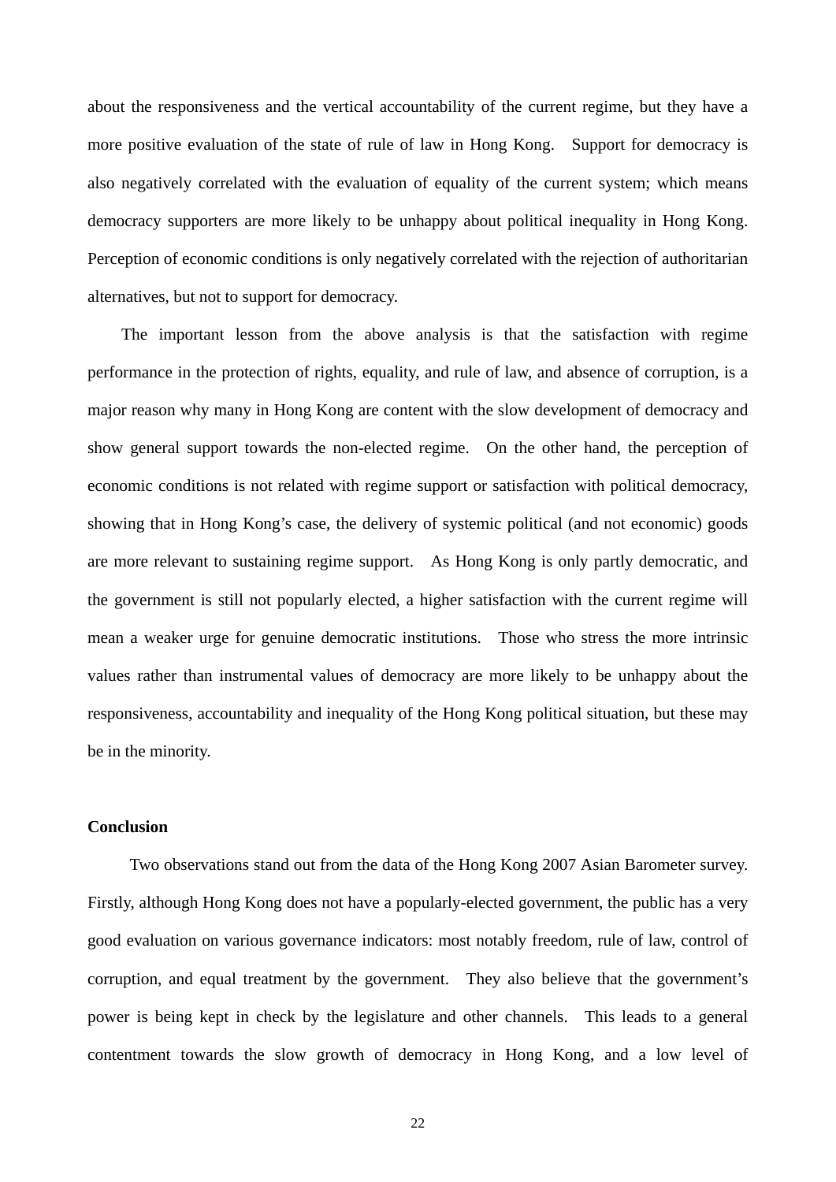about the responsiveness and the vertical accountability of the current regime, but they have a more positive evaluation of the state of rule of law in Hong Kong. Support for democracy is also negatively correlated with the evaluation of equality of the current system; which means democracy supporters are more likely to be unhappy about political inequality in Hong Kong. Perception of economic conditions is only negatively correlated with the rejection of authoritarian alternatives, but not to support for democracy.

The important lesson from the above analysis is that the satisfaction with regime performance in the protection of rights, equality, and rule of law, and absence of corruption, is a major reason why many in Hong Kong are content with the slow development of democracy and show general support towards the non-elected regime. On the other hand, the perception of economic conditions is not related with regime support or satisfaction with political democracy, showing that in Hong Kong's case, the delivery of systemic political (and not economic) goods are more relevant to sustaining regime support. As Hong Kong is only partly democratic, and the government is still not popularly elected, a higher satisfaction with the current regime will mean a weaker urge for genuine democratic institutions. Those who stress the more intrinsic values rather than instrumental values of democracy are more likely to be unhappy about the responsiveness, accountability and inequality of the Hong Kong political situation, but these may be in the minority.

**Conclusion**

Two observations stand out from the data of the Hong Kong 2007 Asian Barometer survey. Firstly, although Hong Kong does not have a popularly-elected government, the public has a very good evaluation on various governance indicators: most notably freedom, rule of law, control of corruption, and equal treatment by the government. They also believe that the government's power is being kept in check by the legislature and other channels. This leads to a general contentment towards the slow growth of democracy in Hong Kong, and a low level of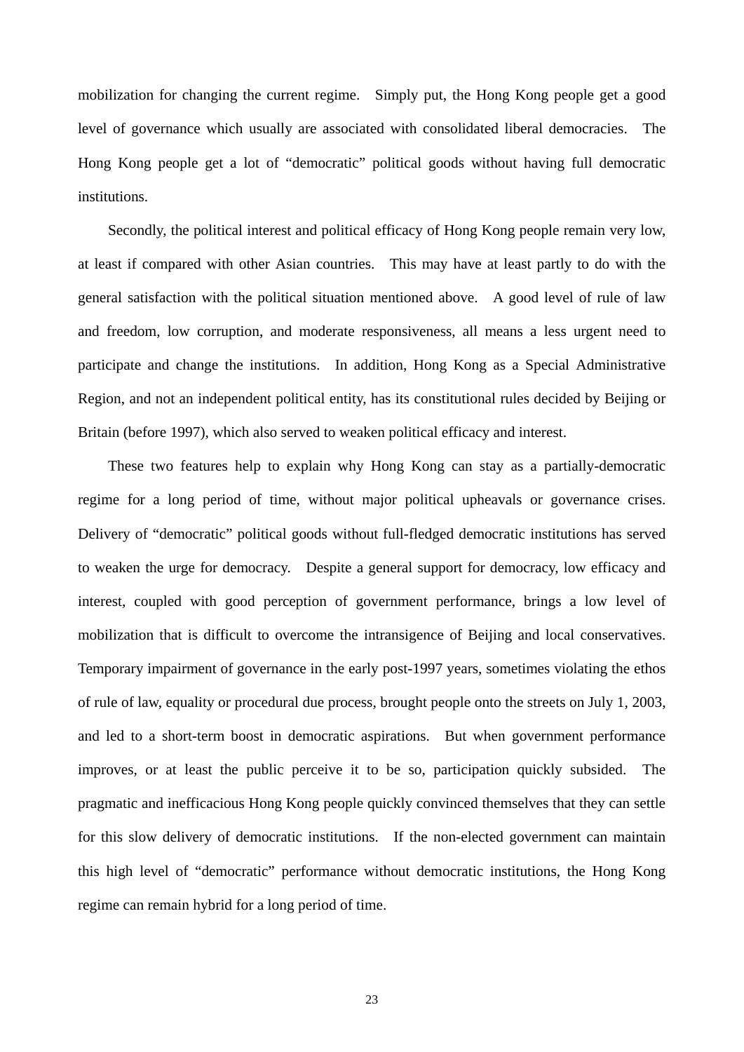mobilization for changing the current regime. Simply put, the Hong Kong people get a good level of governance which usually are associated with consolidated liberal democracies. The Hong Kong people get a lot of "democratic" political goods without having full democratic institutions.

Secondly, the political interest and political efficacy of Hong Kong people remain very low, at least if compared with other Asian countries. This may have at least partly to do with the general satisfaction with the political situation mentioned above. A good level of rule of law and freedom, low corruption, and moderate responsiveness, all means a less urgent need to participate and change the institutions. In addition, Hong Kong as a Special Administrative Region, and not an independent political entity, has its constitutional rules decided by Beijing or Britain (before 1997), which also served to weaken political efficacy and interest.

These two features help to explain why Hong Kong can stay as a partially-democratic regime for a long period of time, without major political upheavals or governance crises. Delivery of "democratic" political goods without full-fledged democratic institutions has served to weaken the urge for democracy. Despite a general support for democracy, low efficacy and interest, coupled with good perception of government performance, brings a low level of mobilization that is difficult to overcome the intransigence of Beijing and local conservatives. Temporary impairment of governance in the early post-1997 years, sometimes violating the ethos of rule of law, equality or procedural due process, brought people onto the streets on July 1, 2003, and led to a short-term boost in democratic aspirations. But when government performance improves, or at least the public perceive it to be so, participation quickly subsided. The pragmatic and inefficacious Hong Kong people quickly convinced themselves that they can settle for this slow delivery of democratic institutions. If the non-elected government can maintain this high level of "democratic" performance without democratic institutions, the Hong Kong regime can remain hybrid for a long period of time.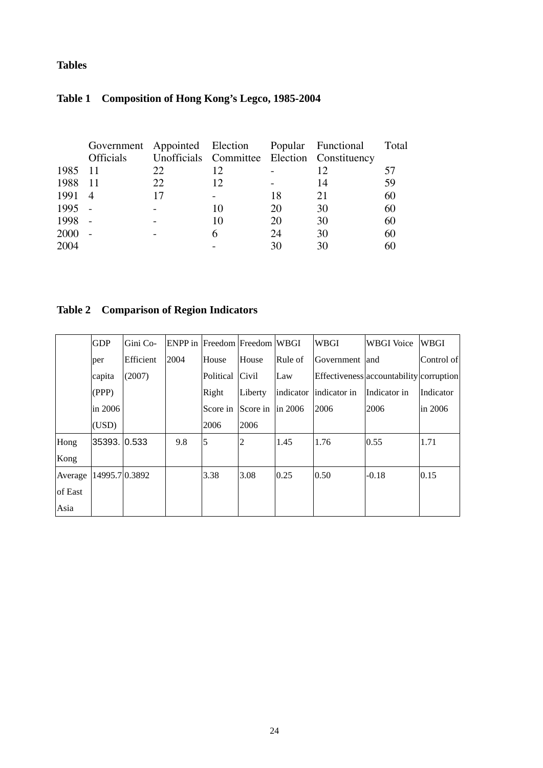**Tables**

**Table 1 Composition of Hong Kong's Legco, 1985-2004**

| | Government Officials | Appointed Unofficials | Election Committee | Popular Election | Functional Constituency | Total |
|---|---|---|---|---|---|---|
| 1985 | 11 | 22 | 12 | - | 12 | 57 |
| 1988 | 11 | 22 | 12 | - | 14 | 59 |
| 1991 | 4 | 17 | - | 18 | 21 | 60 |
| 1995 | - | - | 10 | 20 | 30 | 60 |
| 1998 | - | - | 10 | 20 | 30 | 60 |
| 2000 | - | - | 6 | 24 | 30 | 60 |
| 2004 | | | - | 30 | 30 | 60 |

**Table 2 Comparison of Region Indicators**

| | GDP per capita (PPP) in 2006 (USD) | Gini Co-Efficient (2007) | ENPP in 2004 | Freedom House Political Right Score in 2006 | Freedom House Civil Liberty Score in 2006 | WBGI Rule of Law indicator in 2006 | WBGI Government Effectiveness indicator in 2006 | WBGI Voice and accountability Indicator in 2006 | WBGI Control of corruption Indicator in 2006 |
|---|---|---|---|---|---|---|---|---|---|
| Hong Kong | 35393. | 0.533 | 9.8 | 5 | 2 | 1.45 | 1.76 | 0.55 | 1.71 |
| Average of East Asia | 14995.7 | 0.3892 | | 3.38 | 3.08 | 0.25 | 0.50 | -0.18 | 0.15 |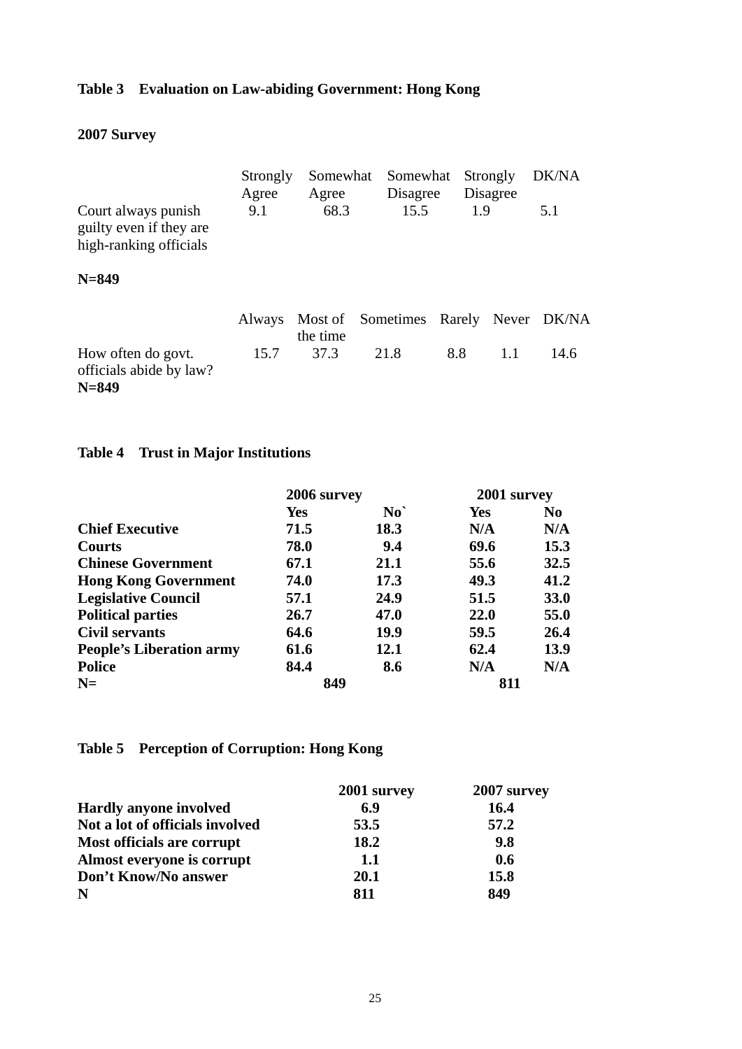**Table 3 Evaluation on Law-abiding Government: Hong Kong**

**2007 Survey**

| | Strongly Agree | Somewhat Agree | Somewhat Disagree | Strongly Disagree | DK/NA |
|---|---|---|---|---|---|
| Court always punish guilty even if they are high-ranking officials | 9.1 | 68.3 | 15.5 | 1.9 | 5.1 |

**N=849**

| | Always | Most of the time | Sometimes | Rarely | Never | DK/NA |
|---|---|---|---|---|---|---|
| How often do govt. officials abide by law? | 15.7 | 37.3 | 21.8 | 8.8 | 1.1 | 14.6 |

**N=849**

**Table 4 Trust in Major Institutions**

| | **2006 survey** | | **2001 survey** | |
|---|---|---|---|---|
| | **Yes** | **No`** | **Yes** | **No** |
| **Chief Executive** | **71.5** | **18.3** | **N/A** | **N/A** |
| **Courts** | **78.0** | **9.4** | **69.6** | **15.3** |
| **Chinese Government** | **67.1** | **21.1** | **55.6** | **32.5** |
| **Hong Kong Government** | **74.0** | **17.3** | **49.3** | **41.2** |
| **Legislative Council** | **57.1** | **24.9** | **51.5** | **33.0** |
| **Political parties** | **26.7** | **47.0** | **22.0** | **55.0** |
| **Civil servants** | **64.6** | **19.9** | **59.5** | **26.4** |
| **People's Liberation army** | **61.6** | **12.1** | **62.4** | **13.9** |
| **Police** | **84.4** | **8.6** | **N/A** | **N/A** |
| **N=** | **849** | | **811** | |

**Table 5 Perception of Corruption: Hong Kong**

| | **2001 survey** | **2007 survey** |
|---|---|---|
| **Hardly anyone involved** | **6.9** | **16.4** |
| **Not a lot of officials involved** | **53.5** | **57.2** |
| **Most officials are corrupt** | **18.2** | **9.8** |
| **Almost everyone is corrupt** | **1.1** | **0.6** |
| **Don't Know/No answer** | **20.1** | **15.8** |
| **N** | **811** | **849** |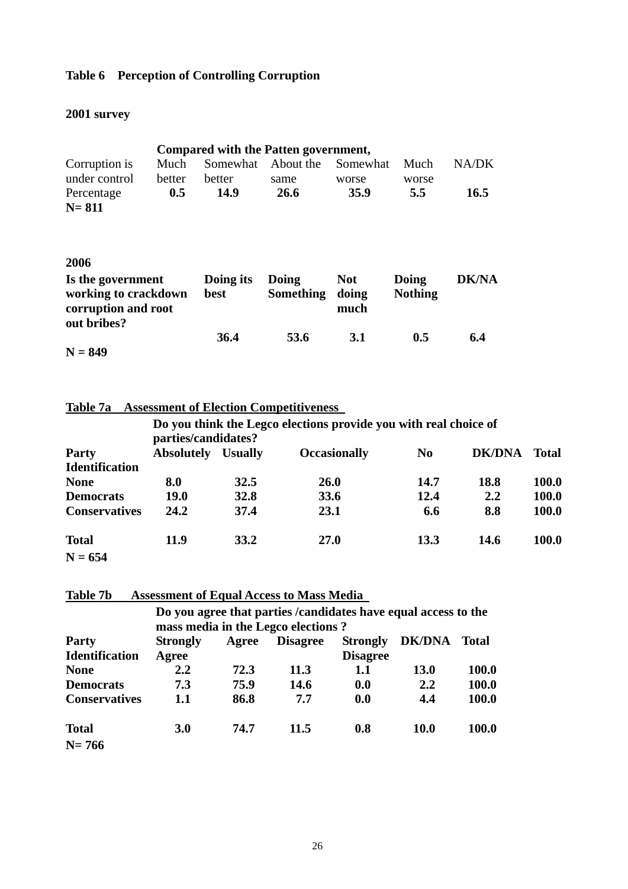**Table 6 Perception of Controlling Corruption**

**2001 survey**

| | Compared with the Patten government, | | | | | |
|---|---|---|---|---|---|---|
| Corruption is under control | Much better | Somewhat better | About the same | Somewhat worse | Much worse | NA/DK |
| Percentage | **0.5** | **14.9** | **26.6** | **35.9** | **5.5** | **16.5** |

**N= 811**

**2006**

| Is the government working to crackdown corruption and root out bribes? | Doing its best | Doing Something | Not doing much | Doing Nothing | DK/NA |
|---|---|---|---|---|---|
| | 36.4 | 53.6 | 3.1 | 0.5 | 6.4 |

**N = 849**

**Table 7a Assessment of Election Competitiveness**

| | Do you think the Legco elections provide you with real choice of parties/candidates? | | | | | |
|---|---|---|---|---|---|---|
| **Party Identification** | **Absolutely** | **Usually** | **Occasionally** | **No** | **DK/DNA** | **Total** |
| **None** | 8.0 | 32.5 | 26.0 | 14.7 | 18.8 | 100.0 |
| **Democrats** | 19.0 | 32.8 | 33.6 | 12.4 | 2.2 | 100.0 |
| **Conservatives** | 24.2 | 37.4 | 23.1 | 6.6 | 8.8 | 100.0 |
| **Total** | 11.9 | 33.2 | 27.0 | 13.3 | 14.6 | 100.0 |

**N = 654**

**Table 7b Assessment of Equal Access to Mass Media**

| | Do you agree that parties /candidates have equal access to the mass media in the Legco elections ? | | | | | |
|---|---|---|---|---|---|---|
| **Party Identification** | **Strongly Agree** | **Agree** | **Disagree** | **Strongly Disagree** | **DK/DNA** | **Total** |
| **None** | 2.2 | 72.3 | 11.3 | 1.1 | 13.0 | 100.0 |
| **Democrats** | 7.3 | 75.9 | 14.6 | 0.0 | 2.2 | 100.0 |
| **Conservatives** | 1.1 | 86.8 | 7.7 | 0.0 | 4.4 | 100.0 |
| **Total** | 3.0 | 74.7 | 11.5 | 0.8 | 10.0 | 100.0 |

**N= 766**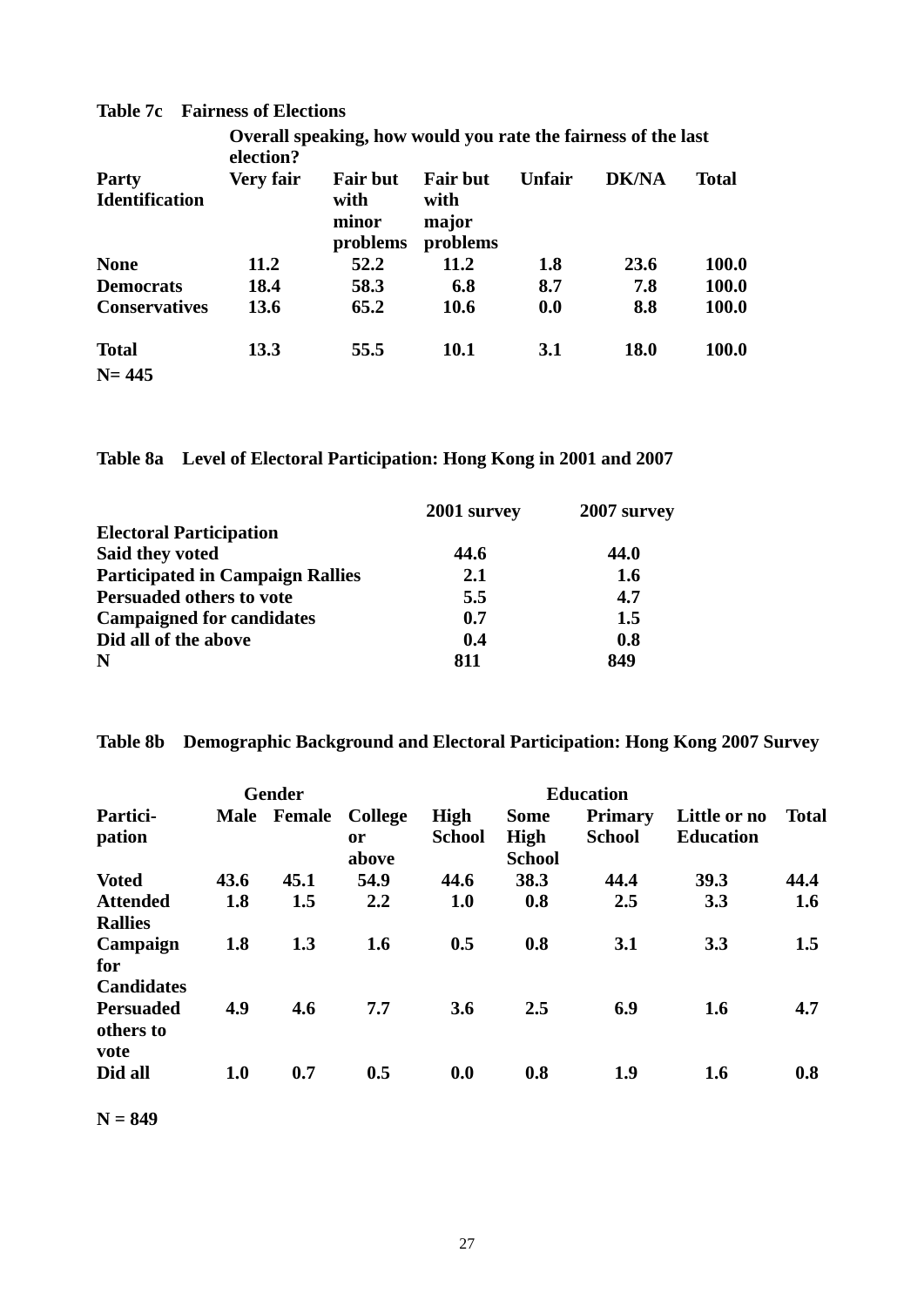**Table 7c Fairness of Elections**

| Party Identification | Overall speaking, how would you rate the fairness of the last election? Very fair | Fair but with minor problems | Fair but with major problems | Unfair | DK/NA | Total |
|---|---|---|---|---|---|---|
| None | 11.2 | 52.2 | 11.2 | 1.8 | 23.6 | 100.0 |
| Democrats | 18.4 | 58.3 | 6.8 | 8.7 | 7.8 | 100.0 |
| Conservatives | 13.6 | 65.2 | 10.6 | 0.0 | 8.8 | 100.0 |
| Total | 13.3 | 55.5 | 10.1 | 3.1 | 18.0 | 100.0 |

N= 445

**Table 8a Level of Electoral Participation: Hong Kong in 2001 and 2007**

| | 2001 survey | 2007 survey |
|---|---|---|
| Electoral Participation | | |
| Said they voted | 44.6 | 44.0 |
| Participated in Campaign Rallies | 2.1 | 1.6 |
| Persuaded others to vote | 5.5 | 4.7 |
| Campaigned for candidates | 0.7 | 1.5 |
| Did all of the above | 0.4 | 0.8 |
| N | 811 | 849 |

**Table 8b Demographic Background and Electoral Participation: Hong Kong 2007 Survey**

| | Gender | | Education | | | | | |
|---|---|---|---|---|---|---|---|---|
| Partici-pation | Male | Female | College or above | High School | Some High School | Primary School | Little or no Education | Total |
| Voted | 43.6 | 45.1 | 54.9 | 44.6 | 38.3 | 44.4 | 39.3 | 44.4 |
| Attended Rallies | 1.8 | 1.5 | 2.2 | 1.0 | 0.8 | 2.5 | 3.3 | 1.6 |
| Campaign for Candidates | 1.8 | 1.3 | 1.6 | 0.5 | 0.8 | 3.1 | 3.3 | 1.5 |
| Persuaded others to vote | 4.9 | 4.6 | 7.7 | 3.6 | 2.5 | 6.9 | 1.6 | 4.7 |
| Did all | 1.0 | 0.7 | 0.5 | 0.0 | 0.8 | 1.9 | 1.6 | 0.8 |

N = 849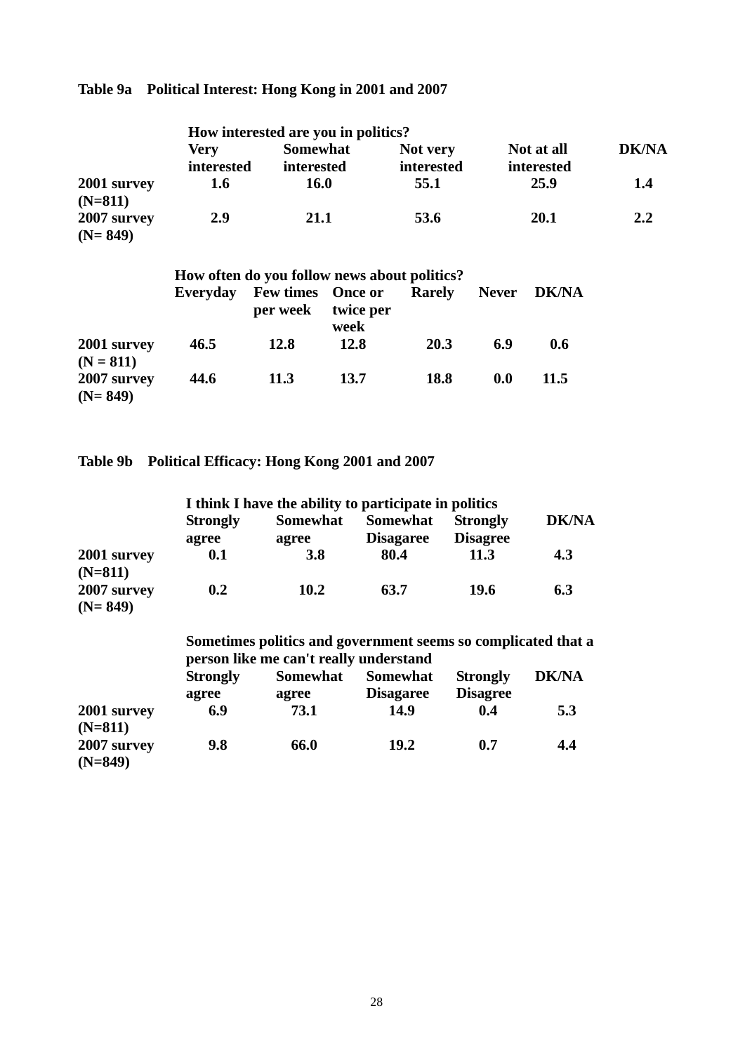## Table 9a Political Interest: Hong Kong in 2001 and 2007

| | How interested are you in politics? | | | | |
|---|---|---|---|---|---|
| | Very interested | Somewhat interested | Not very interested | Not at all interested | DK/NA |
| 2001 survey (N=811) | 1.6 | 16.0 | 55.1 | 25.9 | 1.4 |
| 2007 survey (N= 849) | 2.9 | 21.1 | 53.6 | 20.1 | 2.2 |

| | How often do you follow news about politics? | | | | | |
|---|---|---|---|---|---|---|
| | Everyday | Few times per week | Once or twice per week | Rarely | Never | DK/NA |
| 2001 survey (N = 811) | 46.5 | 12.8 | 12.8 | 20.3 | 6.9 | 0.6 |
| 2007 survey (N= 849) | 44.6 | 11.3 | 13.7 | 18.8 | 0.0 | 11.5 |

## Table 9b Political Efficacy: Hong Kong 2001 and 2007

| | I think I have the ability to participate in politics | | | | |
|---|---|---|---|---|---|
| | Strongly agree | Somewhat agree | Somewhat Disagree | Strongly Disagree | DK/NA |
| 2001 survey (N=811) | 0.1 | 3.8 | 80.4 | 11.3 | 4.3 |
| 2007 survey (N= 849) | 0.2 | 10.2 | 63.7 | 19.6 | 6.3 |

| | Sometimes politics and government seems so complicated that a person like me can't really understand | | | | |
|---|---|---|---|---|---|
| | Strongly agree | Somewhat agree | Somewhat Disagree | Strongly Disagree | DK/NA |
| 2001 survey (N=811) | 6.9 | 73.1 | 14.9 | 0.4 | 5.3 |
| 2007 survey (N=849) | 9.8 | 66.0 | 19.2 | 0.7 | 4.4 |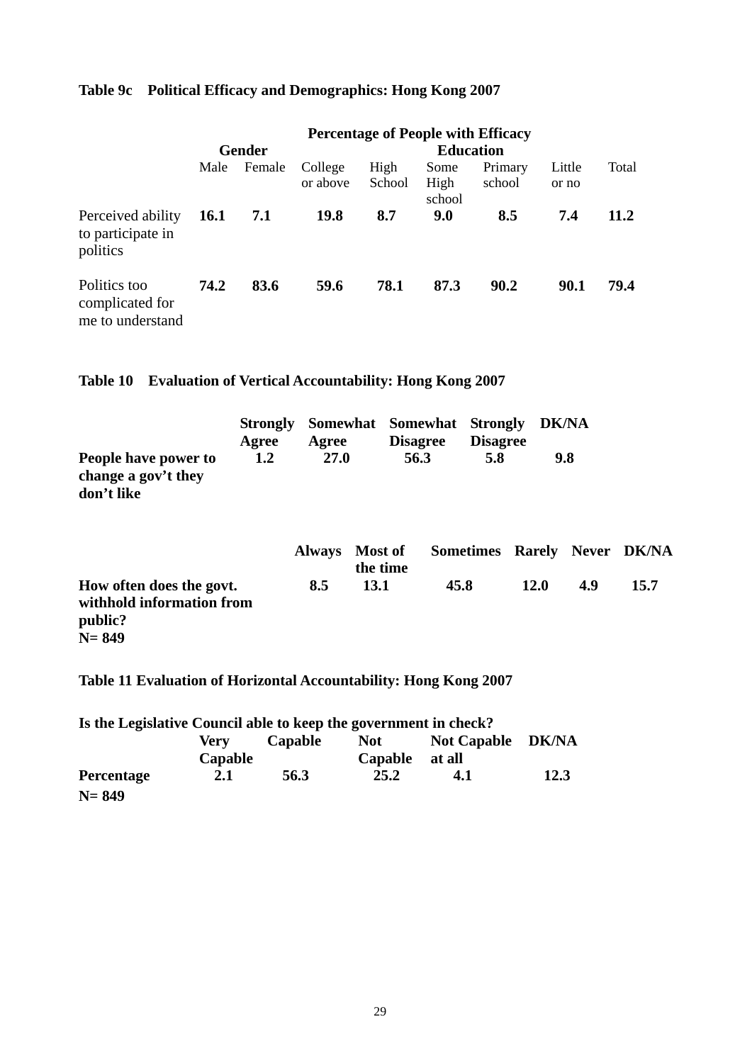**Table 9c Political Efficacy and Demographics: Hong Kong 2007**

| | Percentage of People with Efficacy | | | | | | | |
|---|---|---|---|---|---|---|---|---|
| | Gender | | Education | | | | | |
| | Male | Female | College or above | High School | Some High school | Primary school | Little or no | Total |
| Perceived ability to participate in politics | **16.1** | **7.1** | **19.8** | **8.7** | **9.0** | **8.5** | **7.4** | **11.2** |
| Politics too complicated for me to understand | **74.2** | **83.6** | **59.6** | **78.1** | **87.3** | **90.2** | **90.1** | **79.4** |

**Table 10 Evaluation of Vertical Accountability: Hong Kong 2007**

| | Strongly Agree | Somewhat Agree | Somewhat Disagree | Strongly Disagree | DK/NA |
|---|---|---|---|---|---|
| **People have power to change a gov't they don't like** | **1.2** | **27.0** | **56.3** | **5.8** | **9.8** |

| | Always | Most of the time | Sometimes | Rarely | Never | DK/NA |
|---|---|---|---|---|---|---|
| **How often does the govt. withhold information from public?** | **8.5** | **13.1** | **45.8** | **12.0** | **4.9** | **15.7** |

**N= 849**

**Table 11 Evaluation of Horizontal Accountability: Hong Kong 2007**

**Is the Legislative Council able to keep the government in check?**

| | Very Capable | Capable | Not Capable | Not Capable at all | DK/NA |
|---|---|---|---|---|---|
| **Percentage** | **2.1** | **56.3** | **25.2** | **4.1** | **12.3** |

**N= 849**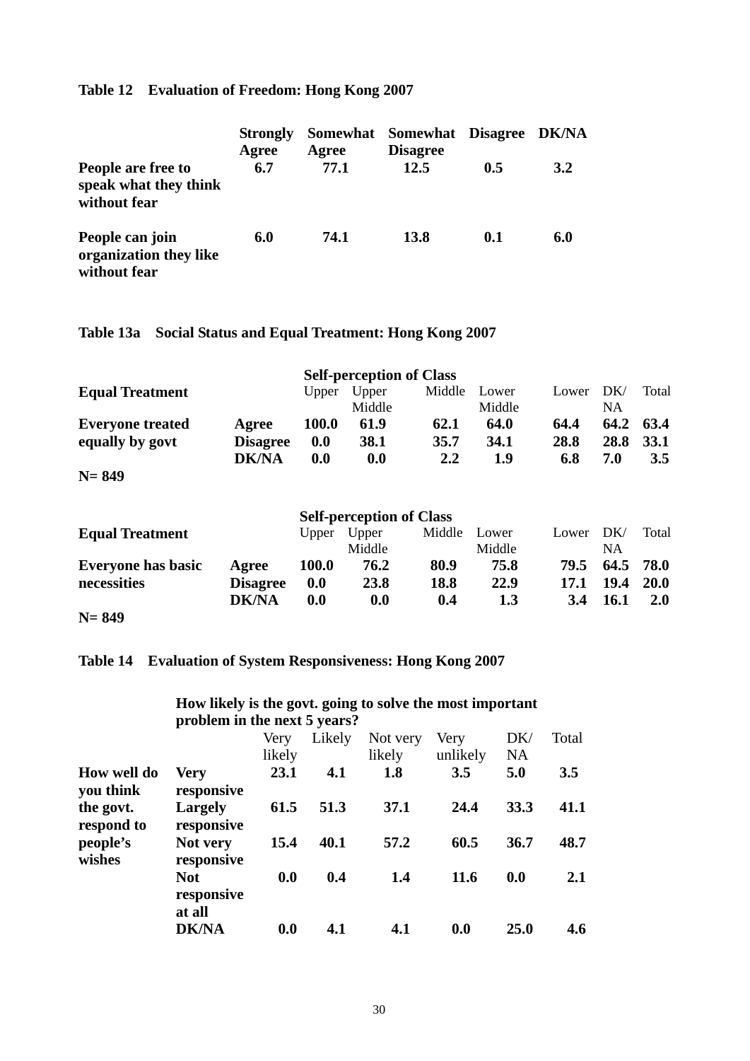**Table 12 Evaluation of Freedom: Hong Kong 2007**

| | Strongly Agree | Somewhat Agree | Somewhat Disagree | Disagree | DK/NA |
|---|---|---|---|---|---|
| **People are free to speak what they think without fear** | **6.7** | **77.1** | **12.5** | **0.5** | **3.2** |
| **People can join organization they like without fear** | **6.0** | **74.1** | **13.8** | **0.1** | **6.0** |

**Table 13a Social Status and Equal Treatment: Hong Kong 2007**

| | | Self-perception of Class | | | | | | |
|---|---|---|---|---|---|---|---|---|
| **Equal Treatment** | | Upper | Upper Middle | Middle | Lower Middle | Lower | DK/ NA | Total |
| **Everyone treated equally by govt** | **Agree** | **100.0** | **61.9** | **62.1** | **64.0** | **64.4** | **64.2** | **63.4** |
| | **Disagree** | **0.0** | **38.1** | **35.7** | **34.1** | **28.8** | **28.8** | **33.1** |
| | **DK/NA** | **0.0** | **0.0** | **2.2** | **1.9** | **6.8** | **7.0** | **3.5** |

**N= 849**

| | | Self-perception of Class | | | | | | |
|---|---|---|---|---|---|---|---|---|
| **Equal Treatment** | | Upper | Upper Middle | Middle | Lower Middle | Lower | DK/ NA | Total |
| **Everyone has basic necessities** | **Agree** | **100.0** | **76.2** | **80.9** | **75.8** | **79.5** | **64.5** | **78.0** |
| | **Disagree** | **0.0** | **23.8** | **18.8** | **22.9** | **17.1** | **19.4** | **20.0** |
| | **DK/NA** | **0.0** | **0.0** | **0.4** | **1.3** | **3.4** | **16.1** | **2.0** |

**N= 849**

**Table 14 Evaluation of System Responsiveness: Hong Kong 2007**

| | | How likely is the govt. going to solve the most important problem in the next 5 years? | | | | | |
|---|---|---|---|---|---|---|---|
| | | Very likely | Likely | Not very likely | Very unlikely | DK/ NA | Total |
| **How well do you think the govt. respond to people's wishes** | **Very responsive** | **23.1** | **4.1** | **1.8** | **3.5** | **5.0** | **3.5** |
| | **Largely responsive** | **61.5** | **51.3** | **37.1** | **24.4** | **33.3** | **41.1** |
| | **Not very responsive** | **15.4** | **40.1** | **57.2** | **60.5** | **36.7** | **48.7** |
| | **Not responsive at all** | **0.0** | **0.4** | **1.4** | **11.6** | **0.0** | **2.1** |
| | **DK/NA** | **0.0** | **4.1** | **4.1** | **0.0** | **25.0** | **4.6** |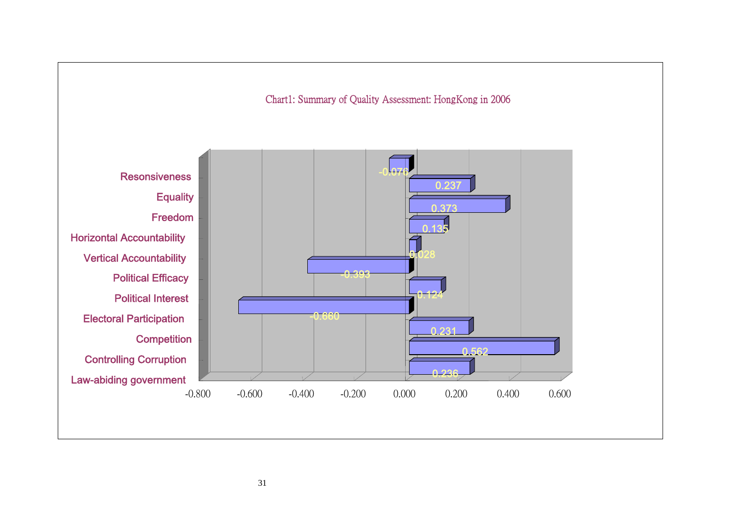Chart1: Summary of Quality Assessment: HongKong in 2006

| Dimension | Score |
|---|---|
| Resonsiveness | -0.076 |
| Equality | 0.237 |
| Freedom | 0.373 |
| Horizontal Accountability | 0.135 |
| Vertical Accountability | 0.028 |
| Political Efficacy | -0.393 |
| Political Interest | 0.124 |
| Electoral Participation | -0.660 |
| Competition | 0.231 |
| Controlling Corruption | 0.562 |
| Law-abiding government | 0.236 |

Axis: -0.800, -0.600, -0.400, -0.200, 0.000, 0.200, 0.400, 0.600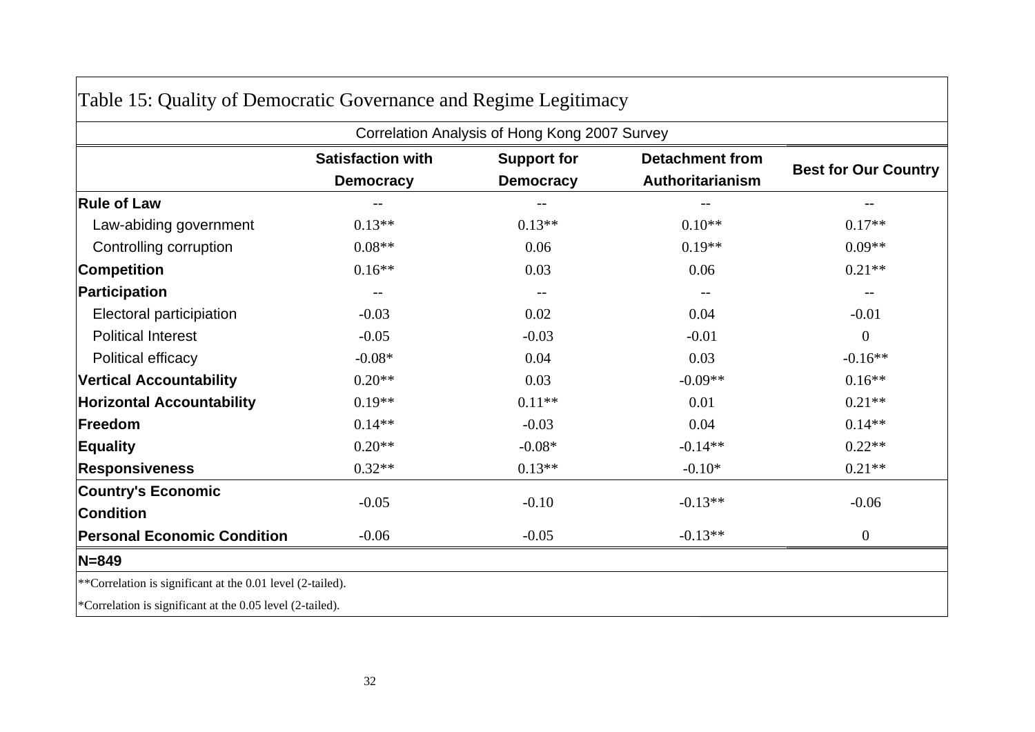Table 15: Quality of Democratic Governance and Regime Legitimacy

Correlation Analysis of Hong Kong 2007 Survey

| | Satisfaction with Democracy | Support for Democracy | Detachment from Authoritarianism | Best for Our Country |
|---|---|---|---|---|
| **Rule of Law** | -- | -- | -- | -- |
| Law-abiding government | 0.13** | 0.13** | 0.10** | 0.17** |
| Controlling corruption | 0.08** | 0.06 | 0.19** | 0.09** |
| **Competition** | 0.16** | 0.03 | 0.06 | 0.21** |
| **Participation** | -- | -- | -- | -- |
| Electoral participiation | -0.03 | 0.02 | 0.04 | -0.01 |
| Political Interest | -0.05 | -0.03 | -0.01 | 0 |
| Political efficacy | -0.08* | 0.04 | 0.03 | -0.16** |
| **Vertical Accountability** | 0.20** | 0.03 | -0.09** | 0.16** |
| **Horizontal Accountability** | 0.19** | 0.11** | 0.01 | 0.21** |
| **Freedom** | 0.14** | -0.03 | 0.04 | 0.14** |
| **Equality** | 0.20** | -0.08* | -0.14** | 0.22** |
| **Responsiveness** | 0.32** | 0.13** | -0.10* | 0.21** |
| **Country's Economic Condition** | -0.05 | -0.10 | -0.13** | -0.06 |
| **Personal Economic Condition** | -0.06 | -0.05 | -0.13** | 0 |
| **N=849** | | | | |

**Correlation is significant at the 0.01 level (2-tailed).

*Correlation is significant at the 0.05 level (2-tailed).